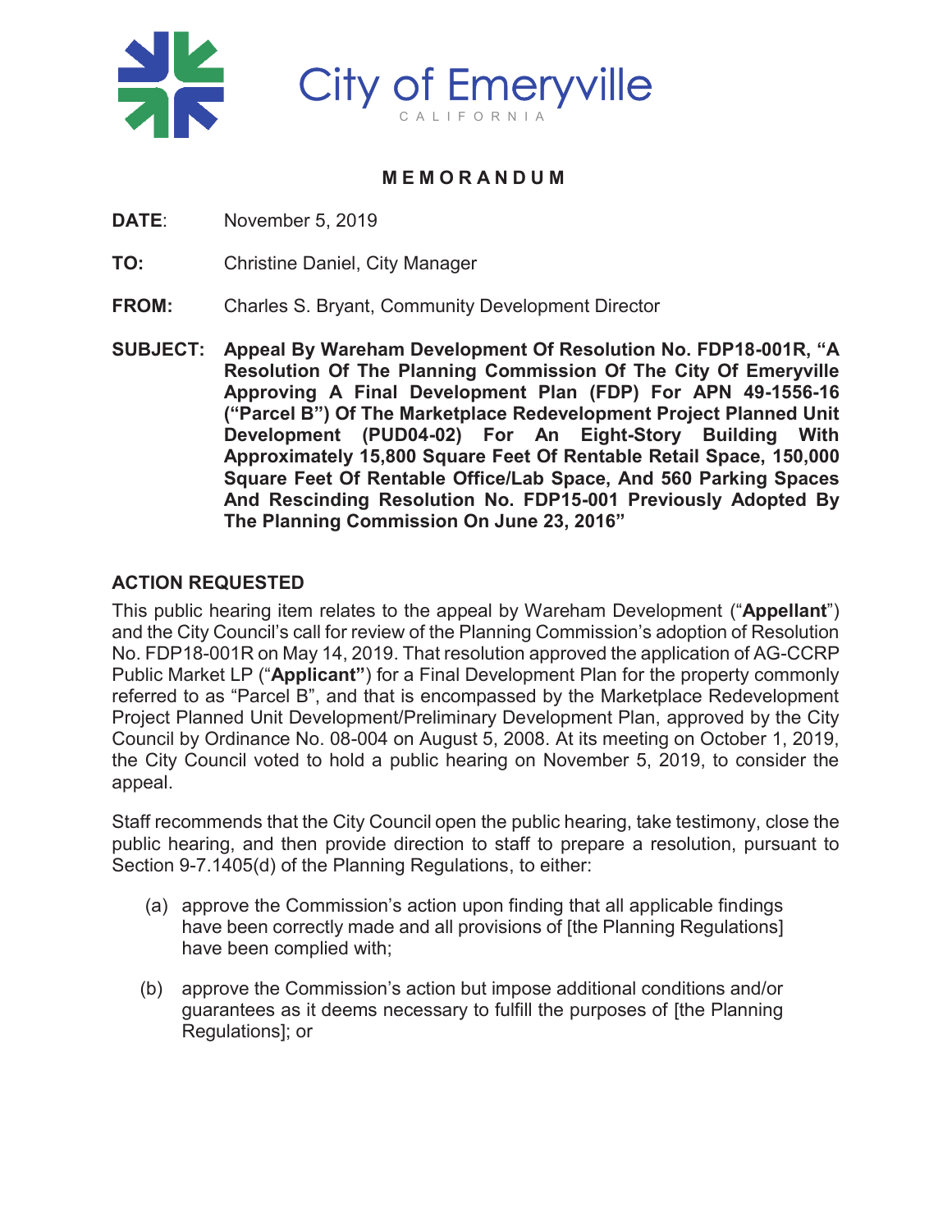City of Emeryville

CALIFORNIA

## MEMORANDUM

**DATE**: November 5, 2019

**TO:** Christine Daniel, City Manager

**FROM:** Charles S. Bryant, Community Development Director

**SUBJECT: Appeal By Wareham Development Of Resolution No. FDP18-001R, "A Resolution Of The Planning Commission Of The City Of Emeryville Approving A Final Development Plan (FDP) For APN 49-1556-16 ("Parcel B") Of The Marketplace Redevelopment Project Planned Unit Development (PUD04-02) For An Eight-Story Building With Approximately 15,800 Square Feet Of Rentable Retail Space, 150,000 Square Feet Of Rentable Office/Lab Space, And 560 Parking Spaces And Rescinding Resolution No. FDP15-001 Previously Adopted By The Planning Commission On June 23, 2016"**

### ACTION REQUESTED

This public hearing item relates to the appeal by Wareham Development ("**Appellant**") and the City Council's call for review of the Planning Commission's adoption of Resolution No. FDP18-001R on May 14, 2019. That resolution approved the application of AG-CCRP Public Market LP ("**Applicant"**) for a Final Development Plan for the property commonly referred to as "Parcel B", and that is encompassed by the Marketplace Redevelopment Project Planned Unit Development/Preliminary Development Plan, approved by the City Council by Ordinance No. 08-004 on August 5, 2008. At its meeting on October 1, 2019, the City Council voted to hold a public hearing on November 5, 2019, to consider the appeal.

Staff recommends that the City Council open the public hearing, take testimony, close the public hearing, and then provide direction to staff to prepare a resolution, pursuant to Section 9-7.1405(d) of the Planning Regulations, to either:

(a) approve the Commission's action upon finding that all applicable findings have been correctly made and all provisions of [the Planning Regulations] have been complied with;

(b) approve the Commission's action but impose additional conditions and/or guarantees as it deems necessary to fulfill the purposes of [the Planning Regulations]; or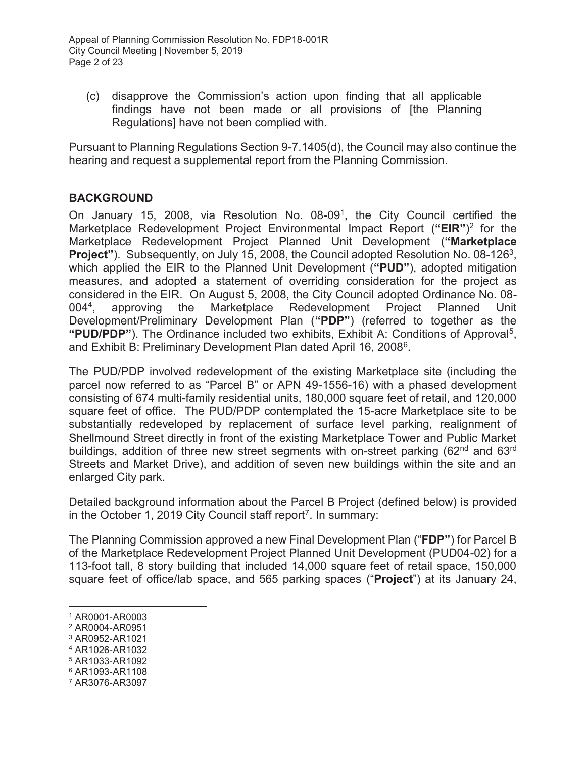(c) disapprove the Commission's action upon finding that all applicable findings have not been made or all provisions of [the Planning Regulations] have not been complied with.

Pursuant to Planning Regulations Section 9-7.1405(d), the Council may also continue the hearing and request a supplemental report from the Planning Commission.

## BACKGROUND

On January 15, 2008, via Resolution No. 08-09[1], the City Council certified the Marketplace Redevelopment Project Environmental Impact Report (**"EIR"**)[2] for the Marketplace Redevelopment Project Planned Unit Development (**"Marketplace Project"**). Subsequently, on July 15, 2008, the Council adopted Resolution No. 08-126[3], which applied the EIR to the Planned Unit Development (**"PUD"**), adopted mitigation measures, and adopted a statement of overriding consideration for the project as considered in the EIR. On August 5, 2008, the City Council adopted Ordinance No. 08-004[4], approving the Marketplace Redevelopment Project Planned Unit Development/Preliminary Development Plan (**"PDP"**) (referred to together as the **"PUD/PDP"**). The Ordinance included two exhibits, Exhibit A: Conditions of Approval[5], and Exhibit B: Preliminary Development Plan dated April 16, 2008[6].

The PUD/PDP involved redevelopment of the existing Marketplace site (including the parcel now referred to as "Parcel B" or APN 49-1556-16) with a phased development consisting of 674 multi-family residential units, 180,000 square feet of retail, and 120,000 square feet of office. The PUD/PDP contemplated the 15-acre Marketplace site to be substantially redeveloped by replacement of surface level parking, realignment of Shellmound Street directly in front of the existing Marketplace Tower and Public Market buildings, addition of three new street segments with on-street parking (62nd and 63rd Streets and Market Drive), and addition of seven new buildings within the site and an enlarged City park.

Detailed background information about the Parcel B Project (defined below) is provided in the October 1, 2019 City Council staff report[7]. In summary:

The Planning Commission approved a new Final Development Plan ("**FDP**") for Parcel B of the Marketplace Redevelopment Project Planned Unit Development (PUD04-02) for a 113-foot tall, 8 story building that included 14,000 square feet of retail space, 150,000 square feet of office/lab space, and 565 parking spaces ("**Project**") at its January 24,

---

[1] AR0001-AR0003
[2] AR0004-AR0951
[3] AR0952-AR1021
[4] AR1026-AR1032
[5] AR1033-AR1092
[6] AR1093-AR1108
[7] AR3076-AR3097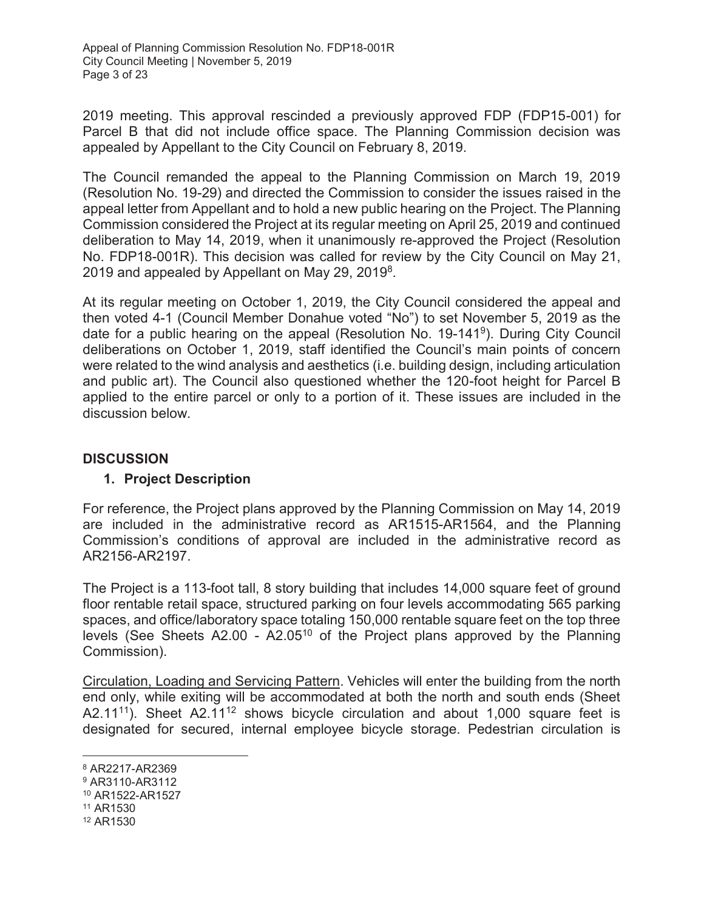2019 meeting. This approval rescinded a previously approved FDP (FDP15-001) for Parcel B that did not include office space. The Planning Commission decision was appealed by Appellant to the City Council on February 8, 2019.

The Council remanded the appeal to the Planning Commission on March 19, 2019 (Resolution No. 19-29) and directed the Commission to consider the issues raised in the appeal letter from Appellant and to hold a new public hearing on the Project. The Planning Commission considered the Project at its regular meeting on April 25, 2019 and continued deliberation to May 14, 2019, when it unanimously re-approved the Project (Resolution No. FDP18-001R). This decision was called for review by the City Council on May 21, 2019 and appealed by Appellant on May 29, 2019[8].

At its regular meeting on October 1, 2019, the City Council considered the appeal and then voted 4-1 (Council Member Donahue voted "No") to set November 5, 2019 as the date for a public hearing on the appeal (Resolution No. 19-141[9]). During City Council deliberations on October 1, 2019, staff identified the Council's main points of concern were related to the wind analysis and aesthetics (i.e. building design, including articulation and public art). The Council also questioned whether the 120-foot height for Parcel B applied to the entire parcel or only to a portion of it. These issues are included in the discussion below.

## DISCUSSION

### 1. Project Description

For reference, the Project plans approved by the Planning Commission on May 14, 2019 are included in the administrative record as AR1515-AR1564, and the Planning Commission's conditions of approval are included in the administrative record as AR2156-AR2197.

The Project is a 113-foot tall, 8 story building that includes 14,000 square feet of ground floor rentable retail space, structured parking on four levels accommodating 565 parking spaces, and office/laboratory space totaling 150,000 rentable square feet on the top three levels (See Sheets A2.00 - A2.05[10] of the Project plans approved by the Planning Commission).

Circulation, Loading and Servicing Pattern. Vehicles will enter the building from the north end only, while exiting will be accommodated at both the north and south ends (Sheet A2.11[11]). Sheet A2.11[12] shows bicycle circulation and about 1,000 square feet is designated for secured, internal employee bicycle storage. Pedestrian circulation is

[8] AR2217-AR2369
[9] AR3110-AR3112
[10] AR1522-AR1527
[11] AR1530
[12] AR1530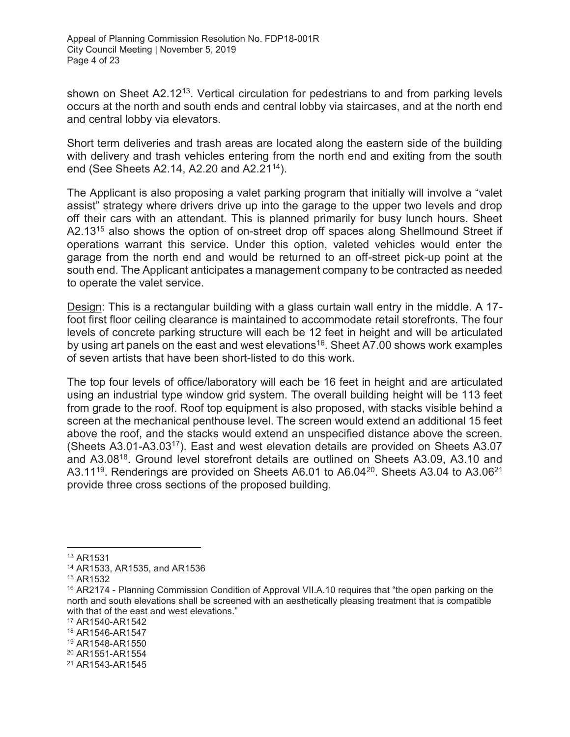shown on Sheet A2.12[13]. Vertical circulation for pedestrians to and from parking levels occurs at the north and south ends and central lobby via staircases, and at the north end and central lobby via elevators.

Short term deliveries and trash areas are located along the eastern side of the building with delivery and trash vehicles entering from the north end and exiting from the south end (See Sheets A2.14, A2.20 and A2.21[14]).

The Applicant is also proposing a valet parking program that initially will involve a "valet assist" strategy where drivers drive up into the garage to the upper two levels and drop off their cars with an attendant. This is planned primarily for busy lunch hours. Sheet A2.13[15] also shows the option of on-street drop off spaces along Shellmound Street if operations warrant this service. Under this option, valeted vehicles would enter the garage from the north end and would be returned to an off-street pick-up point at the south end. The Applicant anticipates a management company to be contracted as needed to operate the valet service.

Design: This is a rectangular building with a glass curtain wall entry in the middle. A 17-foot first floor ceiling clearance is maintained to accommodate retail storefronts. The four levels of concrete parking structure will each be 12 feet in height and will be articulated by using art panels on the east and west elevations[16]. Sheet A7.00 shows work examples of seven artists that have been short-listed to do this work.

The top four levels of office/laboratory will each be 16 feet in height and are articulated using an industrial type window grid system. The overall building height will be 113 feet from grade to the roof. Roof top equipment is also proposed, with stacks visible behind a screen at the mechanical penthouse level. The screen would extend an additional 15 feet above the roof, and the stacks would extend an unspecified distance above the screen. (Sheets A3.01-A3.03[17]). East and west elevation details are provided on Sheets A3.07 and A3.08[18]. Ground level storefront details are outlined on Sheets A3.09, A3.10 and A3.11[19]. Renderings are provided on Sheets A6.01 to A6.04[20]. Sheets A3.04 to A3.06[21] provide three cross sections of the proposed building.

---

[13] AR1531

[14] AR1533, AR1535, and AR1536

[15] AR1532

[16] AR2174 - Planning Commission Condition of Approval VII.A.10 requires that "the open parking on the north and south elevations shall be screened with an aesthetically pleasing treatment that is compatible with that of the east and west elevations."

[17] AR1540-AR1542

[18] AR1546-AR1547

[19] AR1548-AR1550

[20] AR1551-AR1554

[21] AR1543-AR1545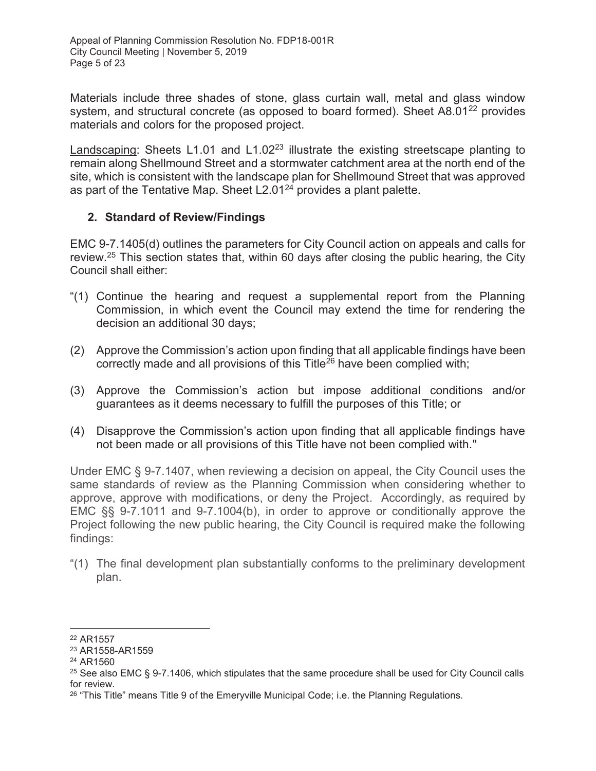Materials include three shades of stone, glass curtain wall, metal and glass window system, and structural concrete (as opposed to board formed). Sheet A8.01[22] provides materials and colors for the proposed project.

Landscaping: Sheets L1.01 and L1.02[23] illustrate the existing streetscape planting to remain along Shellmound Street and a stormwater catchment area at the north end of the site, which is consistent with the landscape plan for Shellmound Street that was approved as part of the Tentative Map. Sheet L2.01[24] provides a plant palette.

## 2. Standard of Review/Findings

EMC 9-7.1405(d) outlines the parameters for City Council action on appeals and calls for review.[25] This section states that, within 60 days after closing the public hearing, the City Council shall either:

"(1) Continue the hearing and request a supplemental report from the Planning Commission, in which event the Council may extend the time for rendering the decision an additional 30 days;

(2) Approve the Commission's action upon finding that all applicable findings have been correctly made and all provisions of this Title[26] have been complied with;

(3) Approve the Commission's action but impose additional conditions and/or guarantees as it deems necessary to fulfill the purposes of this Title; or

(4) Disapprove the Commission's action upon finding that all applicable findings have not been made or all provisions of this Title have not been complied with."

Under EMC § 9-7.1407, when reviewing a decision on appeal, the City Council uses the same standards of review as the Planning Commission when considering whether to approve, approve with modifications, or deny the Project. Accordingly, as required by EMC §§ 9-7.1011 and 9-7.1004(b), in order to approve or conditionally approve the Project following the new public hearing, the City Council is required make the following findings:

"(1) The final development plan substantially conforms to the preliminary development plan.

---

[22] AR1557

[23] AR1558-AR1559

[24] AR1560

[25] See also EMC § 9-7.1406, which stipulates that the same procedure shall be used for City Council calls for review.

[26] "This Title" means Title 9 of the Emeryville Municipal Code; i.e. the Planning Regulations.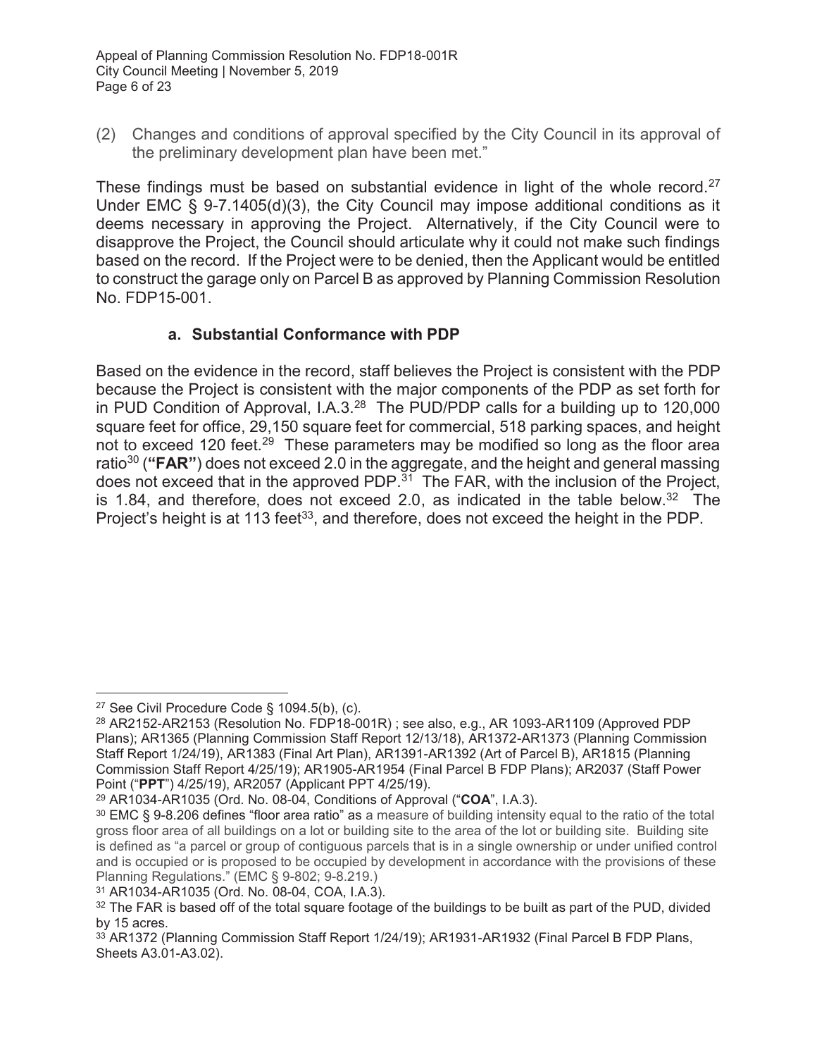(2) Changes and conditions of approval specified by the City Council in its approval of the preliminary development plan have been met."

These findings must be based on substantial evidence in light of the whole record.[27] Under EMC § 9-7.1405(d)(3), the City Council may impose additional conditions as it deems necessary in approving the Project. Alternatively, if the City Council were to disapprove the Project, the Council should articulate why it could not make such findings based on the record. If the Project were to be denied, then the Applicant would be entitled to construct the garage only on Parcel B as approved by Planning Commission Resolution No. FDP15-001.

### a. Substantial Conformance with PDP

Based on the evidence in the record, staff believes the Project is consistent with the PDP because the Project is consistent with the major components of the PDP as set forth for in PUD Condition of Approval, I.A.3.[28] The PUD/PDP calls for a building up to 120,000 square feet for office, 29,150 square feet for commercial, 518 parking spaces, and height not to exceed 120 feet.[29] These parameters may be modified so long as the floor area ratio[30] (**"FAR"**) does not exceed 2.0 in the aggregate, and the height and general massing does not exceed that in the approved PDP.[31] The FAR, with the inclusion of the Project, is 1.84, and therefore, does not exceed 2.0, as indicated in the table below.[32] The Project's height is at 113 feet[33], and therefore, does not exceed the height in the PDP.

---

[27] See Civil Procedure Code § 1094.5(b), (c).

[28] AR2152-AR2153 (Resolution No. FDP18-001R) ; see also, e.g., AR 1093-AR1109 (Approved PDP Plans); AR1365 (Planning Commission Staff Report 12/13/18), AR1372-AR1373 (Planning Commission Staff Report 1/24/19), AR1383 (Final Art Plan), AR1391-AR1392 (Art of Parcel B), AR1815 (Planning Commission Staff Report 4/25/19); AR1905-AR1954 (Final Parcel B FDP Plans); AR2037 (Staff Power Point ("**PPT**") 4/25/19), AR2057 (Applicant PPT 4/25/19).

[29] AR1034-AR1035 (Ord. No. 08-04, Conditions of Approval ("**COA**", I.A.3).

[30] EMC § 9-8.206 defines "floor area ratio" as a measure of building intensity equal to the ratio of the total gross floor area of all buildings on a lot or building site to the area of the lot or building site. Building site is defined as "a parcel or group of contiguous parcels that is in a single ownership or under unified control and is occupied or is proposed to be occupied by development in accordance with the provisions of these Planning Regulations." (EMC § 9-802; 9-8.219.)

[31] AR1034-AR1035 (Ord. No. 08-04, COA, I.A.3).

[32] The FAR is based off of the total square footage of the buildings to be built as part of the PUD, divided by 15 acres.

[33] AR1372 (Planning Commission Staff Report 1/24/19); AR1931-AR1932 (Final Parcel B FDP Plans, Sheets A3.01-A3.02).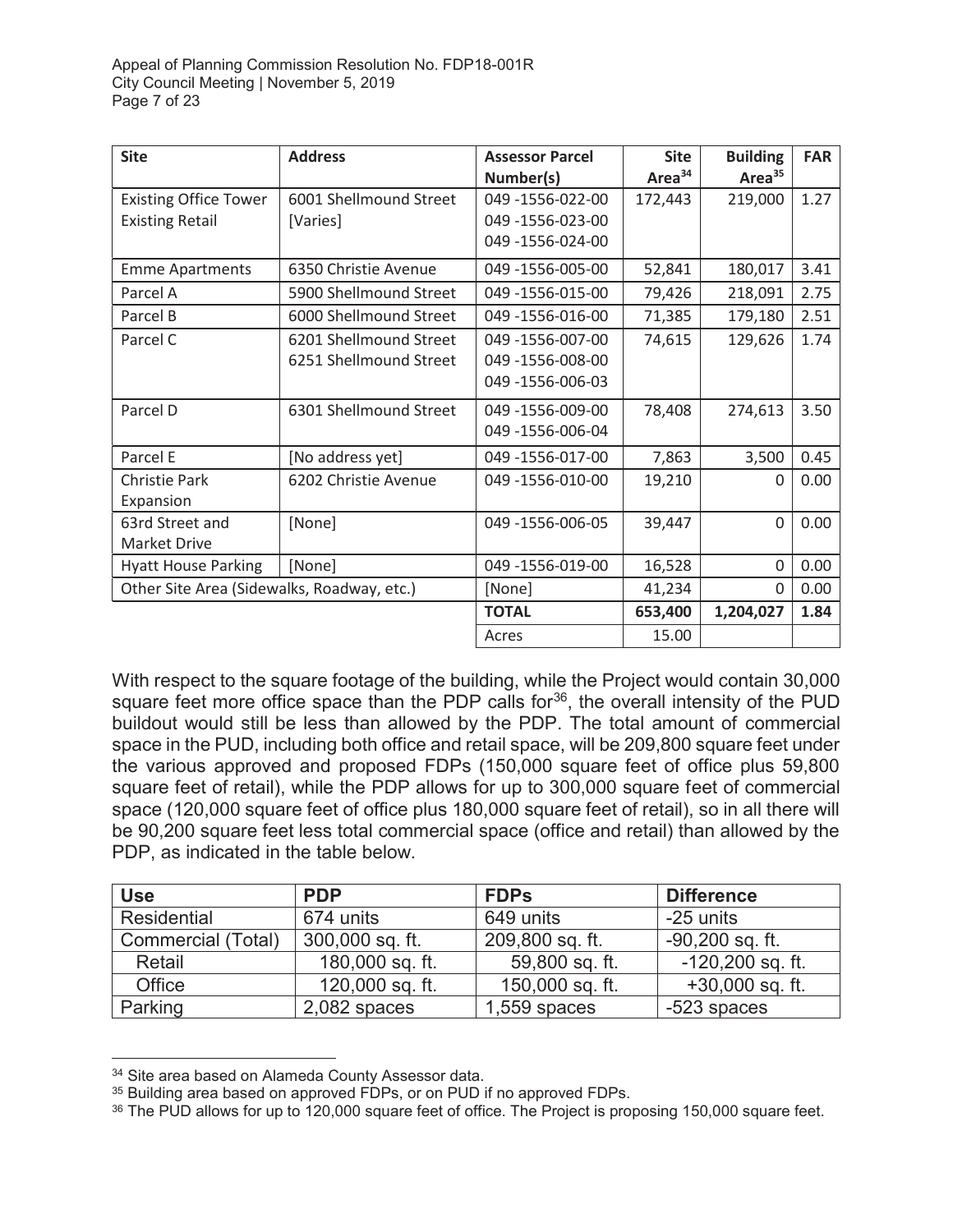| Site | Address | Assessor Parcel Number(s) | Site Area[34] | Building Area[35] | FAR |
|---|---|---|---|---|---|
| Existing Office Tower<br>Existing Retail | 6001 Shellmound Street<br>[Varies] | 049 -1556-022-00<br>049 -1556-023-00<br>049 -1556-024-00 | 172,443 | 219,000 | 1.27 |
| Emme Apartments | 6350 Christie Avenue | 049 -1556-005-00 | 52,841 | 180,017 | 3.41 |
| Parcel A | 5900 Shellmound Street | 049 -1556-015-00 | 79,426 | 218,091 | 2.75 |
| Parcel B | 6000 Shellmound Street | 049 -1556-016-00 | 71,385 | 179,180 | 2.51 |
| Parcel C | 6201 Shellmound Street<br>6251 Shellmound Street | 049 -1556-007-00<br>049 -1556-008-00<br>049 -1556-006-03 | 74,615 | 129,626 | 1.74 |
| Parcel D | 6301 Shellmound Street | 049 -1556-009-00<br>049 -1556-006-04 | 78,408 | 274,613 | 3.50 |
| Parcel E | [No address yet] | 049 -1556-017-00 | 7,863 | 3,500 | 0.45 |
| Christie Park Expansion | 6202 Christie Avenue | 049 -1556-010-00 | 19,210 | 0 | 0.00 |
| 63rd Street and Market Drive | [None] | 049 -1556-006-05 | 39,447 | 0 | 0.00 |
| Hyatt House Parking | [None] | 049 -1556-019-00 | 16,528 | 0 | 0.00 |
| Other Site Area (Sidewalks, Roadway, etc.) | | [None] | 41,234 | 0 | 0.00 |
| | | **TOTAL** | **653,400** | **1,204,027** | **1.84** |
| | | Acres | 15.00 | | |

With respect to the square footage of the building, while the Project would contain 30,000 square feet more office space than the PDP calls for[36], the overall intensity of the PUD buildout would still be less than allowed by the PDP. The total amount of commercial space in the PUD, including both office and retail space, will be 209,800 square feet under the various approved and proposed FDPs (150,000 square feet of office plus 59,800 square feet of retail), while the PDP allows for up to 300,000 square feet of commercial space (120,000 square feet of office plus 180,000 square feet of retail), so in all there will be 90,200 square feet less total commercial space (office and retail) than allowed by the PDP, as indicated in the table below.

| Use | PDP | FDPs | Difference |
|---|---|---|---|
| Residential | 674 units | 649 units | -25 units |
| Commercial (Total) | 300,000 sq. ft. | 209,800 sq. ft. | -90,200 sq. ft. |
| Retail | 180,000 sq. ft. | 59,800 sq. ft. | -120,200 sq. ft. |
| Office | 120,000 sq. ft. | 150,000 sq. ft. | +30,000 sq. ft. |
| Parking | 2,082 spaces | 1,559 spaces | -523 spaces |

---

[34] Site area based on Alameda County Assessor data.

[35] Building area based on approved FDPs, or on PUD if no approved FDPs.

[36] The PUD allows for up to 120,000 square feet of office. The Project is proposing 150,000 square feet.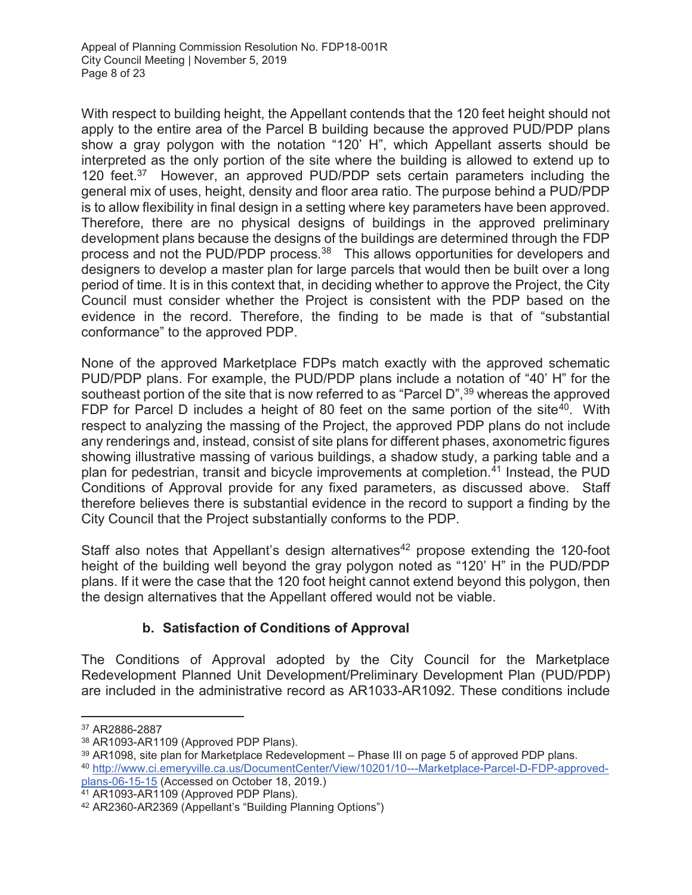With respect to building height, the Appellant contends that the 120 feet height should not apply to the entire area of the Parcel B building because the approved PUD/PDP plans show a gray polygon with the notation "120' H", which Appellant asserts should be interpreted as the only portion of the site where the building is allowed to extend up to 120 feet.[37] However, an approved PUD/PDP sets certain parameters including the general mix of uses, height, density and floor area ratio. The purpose behind a PUD/PDP is to allow flexibility in final design in a setting where key parameters have been approved. Therefore, there are no physical designs of buildings in the approved preliminary development plans because the designs of the buildings are determined through the FDP process and not the PUD/PDP process.[38] This allows opportunities for developers and designers to develop a master plan for large parcels that would then be built over a long period of time. It is in this context that, in deciding whether to approve the Project, the City Council must consider whether the Project is consistent with the PDP based on the evidence in the record. Therefore, the finding to be made is that of "substantial conformance" to the approved PDP.

None of the approved Marketplace FDPs match exactly with the approved schematic PUD/PDP plans. For example, the PUD/PDP plans include a notation of "40' H" for the southeast portion of the site that is now referred to as "Parcel D",[39] whereas the approved FDP for Parcel D includes a height of 80 feet on the same portion of the site[40]. With respect to analyzing the massing of the Project, the approved PDP plans do not include any renderings and, instead, consist of site plans for different phases, axonometric figures showing illustrative massing of various buildings, a shadow study, a parking table and a plan for pedestrian, transit and bicycle improvements at completion.[41] Instead, the PUD Conditions of Approval provide for any fixed parameters, as discussed above. Staff therefore believes there is substantial evidence in the record to support a finding by the City Council that the Project substantially conforms to the PDP.

Staff also notes that Appellant's design alternatives[42] propose extending the 120-foot height of the building well beyond the gray polygon noted as "120' H" in the PUD/PDP plans. If it were the case that the 120 foot height cannot extend beyond this polygon, then the design alternatives that the Appellant offered would not be viable.

### b. Satisfaction of Conditions of Approval

The Conditions of Approval adopted by the City Council for the Marketplace Redevelopment Planned Unit Development/Preliminary Development Plan (PUD/PDP) are included in the administrative record as AR1033-AR1092. These conditions include

---

[37] AR2886-2887

[38] AR1093-AR1109 (Approved PDP Plans).

[39] AR1098, site plan for Marketplace Redevelopment – Phase III on page 5 of approved PDP plans.

[40] http://www.ci.emeryville.ca.us/DocumentCenter/View/10201/10---Marketplace-Parcel-D-FDP-approved-plans-06-15-15 (Accessed on October 18, 2019.)

[41] AR1093-AR1109 (Approved PDP Plans).

[42] AR2360-AR2369 (Appellant's "Building Planning Options")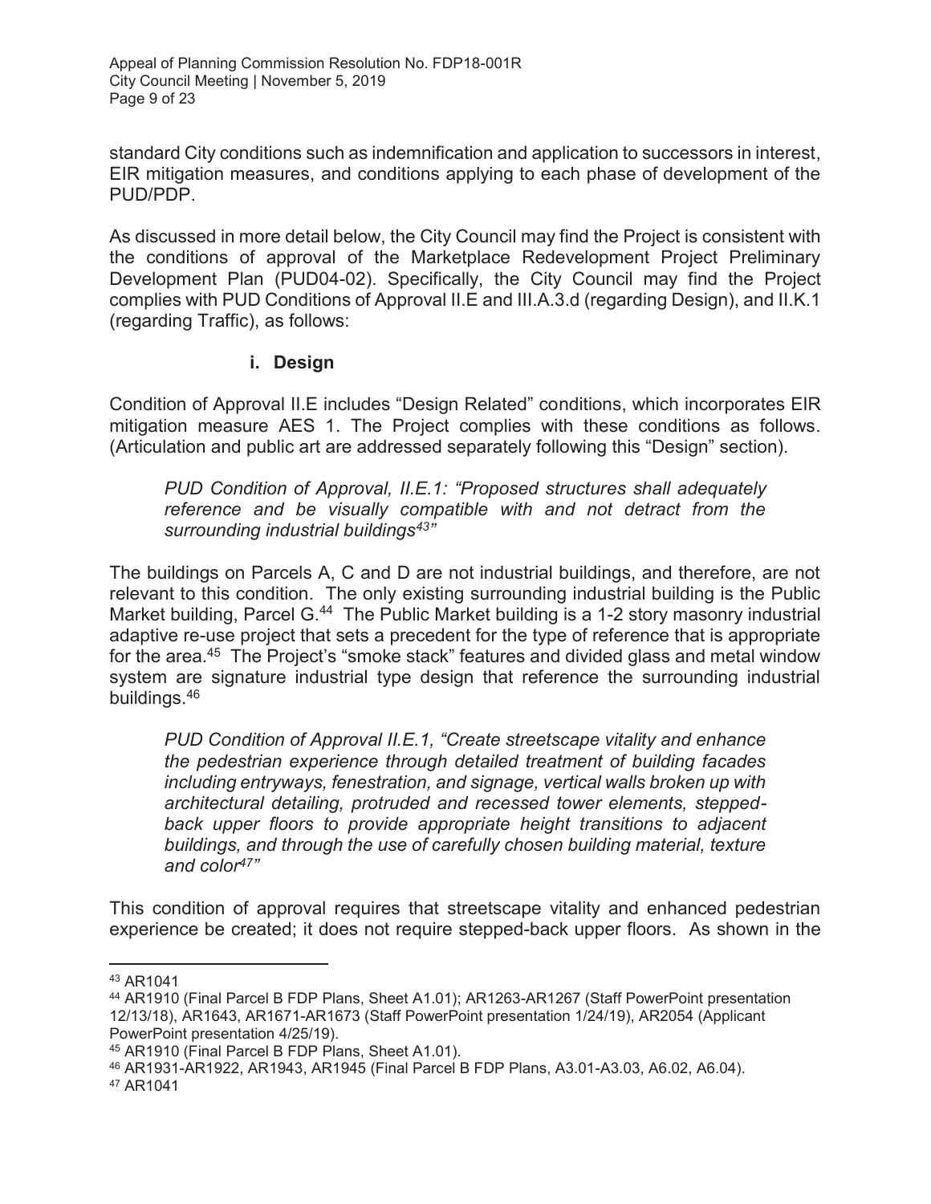standard City conditions such as indemnification and application to successors in interest, EIR mitigation measures, and conditions applying to each phase of development of the PUD/PDP.

As discussed in more detail below, the City Council may find the Project is consistent with the conditions of approval of the Marketplace Redevelopment Project Preliminary Development Plan (PUD04-02). Specifically, the City Council may find the Project complies with PUD Conditions of Approval II.E and III.A.3.d (regarding Design), and II.K.1 (regarding Traffic), as follows:

### i. Design

Condition of Approval II.E includes "Design Related" conditions, which incorporates EIR mitigation measure AES 1. The Project complies with these conditions as follows. (Articulation and public art are addressed separately following this "Design" section).

> *PUD Condition of Approval, II.E.1: "Proposed structures shall adequately reference and be visually compatible with and not detract from the surrounding industrial buildings[43]"*

The buildings on Parcels A, C and D are not industrial buildings, and therefore, are not relevant to this condition. The only existing surrounding industrial building is the Public Market building, Parcel G.[44] The Public Market building is a 1-2 story masonry industrial adaptive re-use project that sets a precedent for the type of reference that is appropriate for the area.[45] The Project's "smoke stack" features and divided glass and metal window system are signature industrial type design that reference the surrounding industrial buildings.[46]

> *PUD Condition of Approval II.E.1, "Create streetscape vitality and enhance the pedestrian experience through detailed treatment of building facades including entryways, fenestration, and signage, vertical walls broken up with architectural detailing, protruded and recessed tower elements, stepped-back upper floors to provide appropriate height transitions to adjacent buildings, and through the use of carefully chosen building material, texture and color[47]"*

This condition of approval requires that streetscape vitality and enhanced pedestrian experience be created; it does not require stepped-back upper floors. As shown in the

---

[43] AR1041

[44] AR1910 (Final Parcel B FDP Plans, Sheet A1.01); AR1263-AR1267 (Staff PowerPoint presentation 12/13/18), AR1643, AR1671-AR1673 (Staff PowerPoint presentation 1/24/19), AR2054 (Applicant PowerPoint presentation 4/25/19).

[45] AR1910 (Final Parcel B FDP Plans, Sheet A1.01).

[46] AR1931-AR1922, AR1943, AR1945 (Final Parcel B FDP Plans, A3.01-A3.03, A6.02, A6.04).

[47] AR1041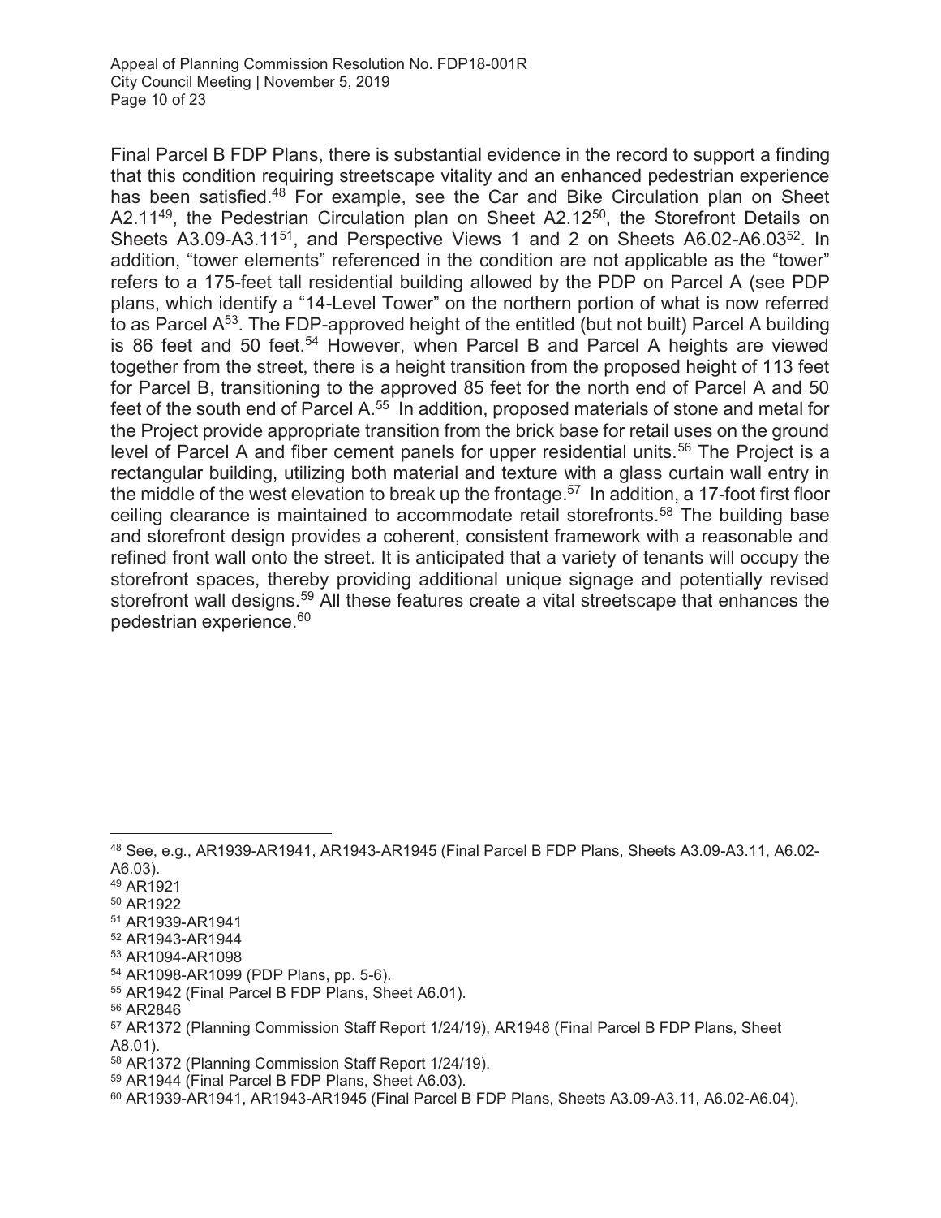Final Parcel B FDP Plans, there is substantial evidence in the record to support a finding that this condition requiring streetscape vitality and an enhanced pedestrian experience has been satisfied.[48] For example, see the Car and Bike Circulation plan on Sheet A2.11[49], the Pedestrian Circulation plan on Sheet A2.12[50], the Storefront Details on Sheets A3.09-A3.11[51], and Perspective Views 1 and 2 on Sheets A6.02-A6.03[52]. In addition, "tower elements" referenced in the condition are not applicable as the "tower" refers to a 175-feet tall residential building allowed by the PDP on Parcel A (see PDP plans, which identify a "14-Level Tower" on the northern portion of what is now referred to as Parcel A[53]. The FDP-approved height of the entitled (but not built) Parcel A building is 86 feet and 50 feet.[54] However, when Parcel B and Parcel A heights are viewed together from the street, there is a height transition from the proposed height of 113 feet for Parcel B, transitioning to the approved 85 feet for the north end of Parcel A and 50 feet of the south end of Parcel A.[55] In addition, proposed materials of stone and metal for the Project provide appropriate transition from the brick base for retail uses on the ground level of Parcel A and fiber cement panels for upper residential units.[56] The Project is a rectangular building, utilizing both material and texture with a glass curtain wall entry in the middle of the west elevation to break up the frontage.[57] In addition, a 17-foot first floor ceiling clearance is maintained to accommodate retail storefronts.[58] The building base and storefront design provides a coherent, consistent framework with a reasonable and refined front wall onto the street. It is anticipated that a variety of tenants will occupy the storefront spaces, thereby providing additional unique signage and potentially revised storefront wall designs.[59] All these features create a vital streetscape that enhances the pedestrian experience.[60]

---

[48] See, e.g., AR1939-AR1941, AR1943-AR1945 (Final Parcel B FDP Plans, Sheets A3.09-A3.11, A6.02-A6.03).
[49] AR1921
[50] AR1922
[51] AR1939-AR1941
[52] AR1943-AR1944
[53] AR1094-AR1098
[54] AR1098-AR1099 (PDP Plans, pp. 5-6).
[55] AR1942 (Final Parcel B FDP Plans, Sheet A6.01).
[56] AR2846
[57] AR1372 (Planning Commission Staff Report 1/24/19), AR1948 (Final Parcel B FDP Plans, Sheet A8.01).
[58] AR1372 (Planning Commission Staff Report 1/24/19).
[59] AR1944 (Final Parcel B FDP Plans, Sheet A6.03).
[60] AR1939-AR1941, AR1943-AR1945 (Final Parcel B FDP Plans, Sheets A3.09-A3.11, A6.02-A6.04).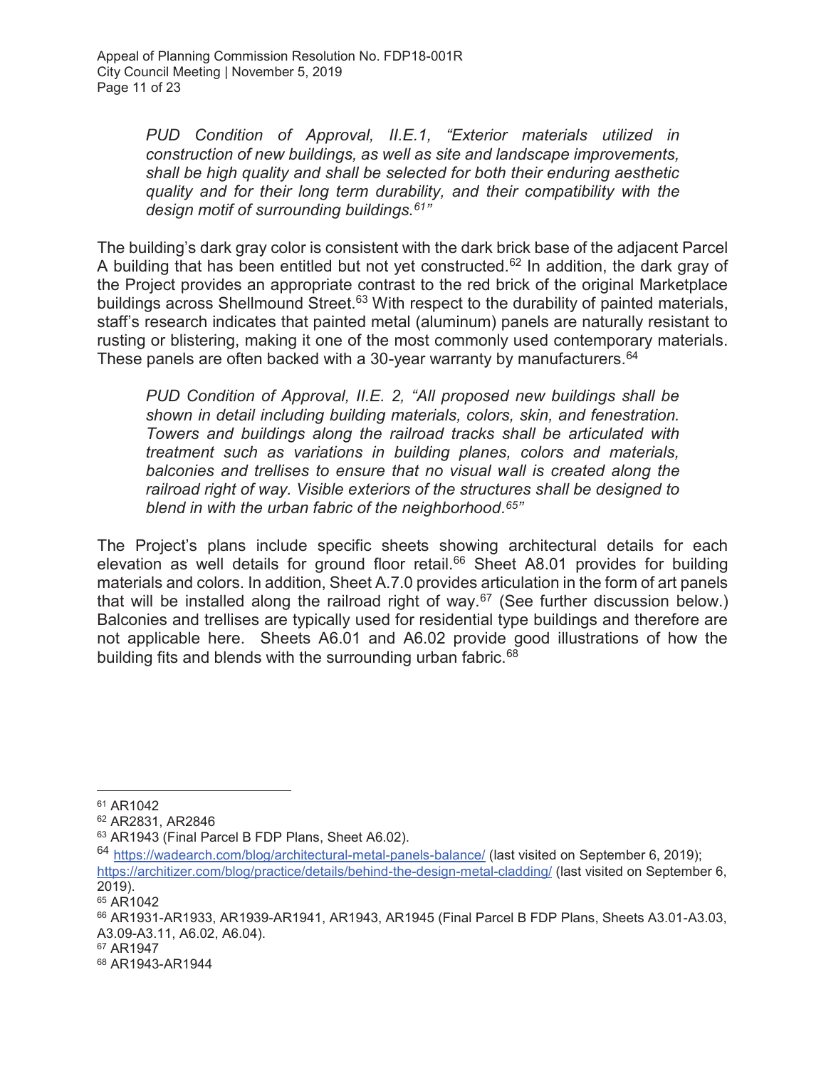*PUD Condition of Approval, II.E.1, "Exterior materials utilized in construction of new buildings, as well as site and landscape improvements, shall be high quality and shall be selected for both their enduring aesthetic quality and for their long term durability, and their compatibility with the design motif of surrounding buildings.[61]"*

The building's dark gray color is consistent with the dark brick base of the adjacent Parcel A building that has been entitled but not yet constructed.[62] In addition, the dark gray of the Project provides an appropriate contrast to the red brick of the original Marketplace buildings across Shellmound Street.[63] With respect to the durability of painted materials, staff's research indicates that painted metal (aluminum) panels are naturally resistant to rusting or blistering, making it one of the most commonly used contemporary materials. These panels are often backed with a 30-year warranty by manufacturers.[64]

*PUD Condition of Approval, II.E. 2, "All proposed new buildings shall be shown in detail including building materials, colors, skin, and fenestration. Towers and buildings along the railroad tracks shall be articulated with treatment such as variations in building planes, colors and materials, balconies and trellises to ensure that no visual wall is created along the railroad right of way. Visible exteriors of the structures shall be designed to blend in with the urban fabric of the neighborhood.[65]"*

The Project's plans include specific sheets showing architectural details for each elevation as well details for ground floor retail.[66] Sheet A8.01 provides for building materials and colors. In addition, Sheet A.7.0 provides articulation in the form of art panels that will be installed along the railroad right of way.[67] (See further discussion below.) Balconies and trellises are typically used for residential type buildings and therefore are not applicable here. Sheets A6.01 and A6.02 provide good illustrations of how the building fits and blends with the surrounding urban fabric.[68]

---

[61] AR1042

[62] AR2831, AR2846

[63] AR1943 (Final Parcel B FDP Plans, Sheet A6.02).

[64] https://wadearch.com/blog/architectural-metal-panels-balance/ (last visited on September 6, 2019); https://architizer.com/blog/practice/details/behind-the-design-metal-cladding/ (last visited on September 6, 2019).

[65] AR1042

[66] AR1931-AR1933, AR1939-AR1941, AR1943, AR1945 (Final Parcel B FDP Plans, Sheets A3.01-A3.03, A3.09-A3.11, A6.02, A6.04).

[67] AR1947

[68] AR1943-AR1944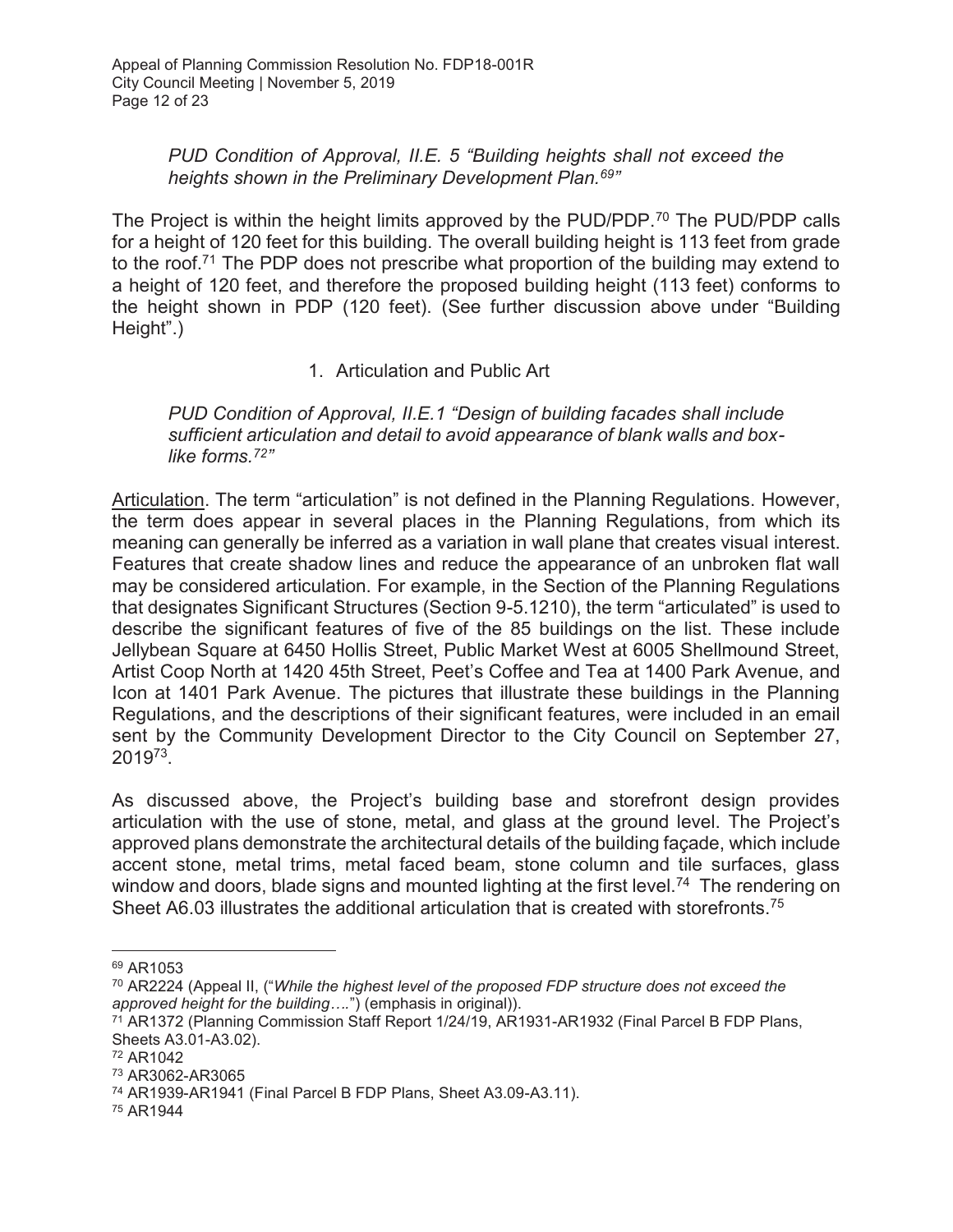*PUD Condition of Approval, II.E. 5 "Building heights shall not exceed the heights shown in the Preliminary Development Plan.*[69]*"*

The Project is within the height limits approved by the PUD/PDP.[70] The PUD/PDP calls for a height of 120 feet for this building. The overall building height is 113 feet from grade to the roof.[71] The PDP does not prescribe what proportion of the building may extend to a height of 120 feet, and therefore the proposed building height (113 feet) conforms to the height shown in PDP (120 feet). (See further discussion above under "Building Height".)

1. Articulation and Public Art

*PUD Condition of Approval, II.E.1 "Design of building facades shall include sufficient articulation and detail to avoid appearance of blank walls and box-like forms.*[72]*"*

Articulation. The term "articulation" is not defined in the Planning Regulations. However, the term does appear in several places in the Planning Regulations, from which its meaning can generally be inferred as a variation in wall plane that creates visual interest. Features that create shadow lines and reduce the appearance of an unbroken flat wall may be considered articulation. For example, in the Section of the Planning Regulations that designates Significant Structures (Section 9-5.1210), the term "articulated" is used to describe the significant features of five of the 85 buildings on the list. These include Jellybean Square at 6450 Hollis Street, Public Market West at 6005 Shellmound Street, Artist Coop North at 1420 45th Street, Peet's Coffee and Tea at 1400 Park Avenue, and Icon at 1401 Park Avenue. The pictures that illustrate these buildings in the Planning Regulations, and the descriptions of their significant features, were included in an email sent by the Community Development Director to the City Council on September 27, 2019[73].

As discussed above, the Project's building base and storefront design provides articulation with the use of stone, metal, and glass at the ground level. The Project's approved plans demonstrate the architectural details of the building façade, which include accent stone, metal trims, metal faced beam, stone column and tile surfaces, glass window and doors, blade signs and mounted lighting at the first level.[74] The rendering on Sheet A6.03 illustrates the additional articulation that is created with storefronts.[75]

---

[69] AR1053

[70] AR2224 (Appeal II, ("*While the highest level of the proposed FDP structure does not exceed the approved height for the building….*") (emphasis in original)).

[71] AR1372 (Planning Commission Staff Report 1/24/19, AR1931-AR1932 (Final Parcel B FDP Plans, Sheets A3.01-A3.02).

[72] AR1042

[73] AR3062-AR3065

[74] AR1939-AR1941 (Final Parcel B FDP Plans, Sheet A3.09-A3.11).

[75] AR1944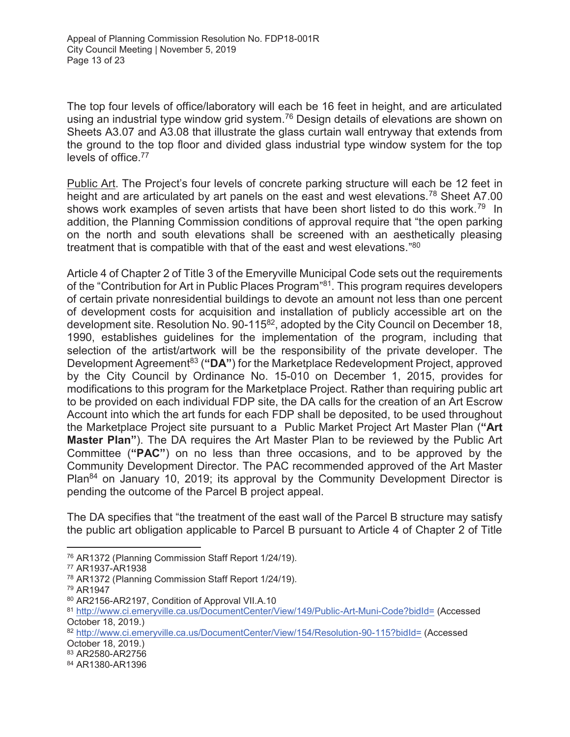The top four levels of office/laboratory will each be 16 feet in height, and are articulated using an industrial type window grid system.[76] Design details of elevations are shown on Sheets A3.07 and A3.08 that illustrate the glass curtain wall entryway that extends from the ground to the top floor and divided glass industrial type window system for the top levels of office.[77]

Public Art. The Project's four levels of concrete parking structure will each be 12 feet in height and are articulated by art panels on the east and west elevations.[78] Sheet A7.00 shows work examples of seven artists that have been short listed to do this work.[79] In addition, the Planning Commission conditions of approval require that "the open parking on the north and south elevations shall be screened with an aesthetically pleasing treatment that is compatible with that of the east and west elevations."[80]

Article 4 of Chapter 2 of Title 3 of the Emeryville Municipal Code sets out the requirements of the "Contribution for Art in Public Places Program"[81]. This program requires developers of certain private nonresidential buildings to devote an amount not less than one percent of development costs for acquisition and installation of publicly accessible art on the development site. Resolution No. 90-115[82], adopted by the City Council on December 18, 1990, establishes guidelines for the implementation of the program, including that selection of the artist/artwork will be the responsibility of the private developer. The Development Agreement[83] (**"DA"**) for the Marketplace Redevelopment Project, approved by the City Council by Ordinance No. 15-010 on December 1, 2015, provides for modifications to this program for the Marketplace Project. Rather than requiring public art to be provided on each individual FDP site, the DA calls for the creation of an Art Escrow Account into which the art funds for each FDP shall be deposited, to be used throughout the Marketplace Project site pursuant to a Public Market Project Art Master Plan (**"Art Master Plan"**). The DA requires the Art Master Plan to be reviewed by the Public Art Committee (**"PAC"**) on no less than three occasions, and to be approved by the Community Development Director. The PAC recommended approved of the Art Master Plan[84] on January 10, 2019; its approval by the Community Development Director is pending the outcome of the Parcel B project appeal.

The DA specifies that "the treatment of the east wall of the Parcel B structure may satisfy the public art obligation applicable to Parcel B pursuant to Article 4 of Chapter 2 of Title

---

[76] AR1372 (Planning Commission Staff Report 1/24/19).

[77] AR1937-AR1938

[78] AR1372 (Planning Commission Staff Report 1/24/19).

[79] AR1947

[80] AR2156-AR2197, Condition of Approval VII.A.10

[81] http://www.ci.emeryville.ca.us/DocumentCenter/View/149/Public-Art-Muni-Code?bidId= (Accessed October 18, 2019.)

[82] http://www.ci.emeryville.ca.us/DocumentCenter/View/154/Resolution-90-115?bidId= (Accessed October 18, 2019.)

[83] AR2580-AR2756

[84] AR1380-AR1396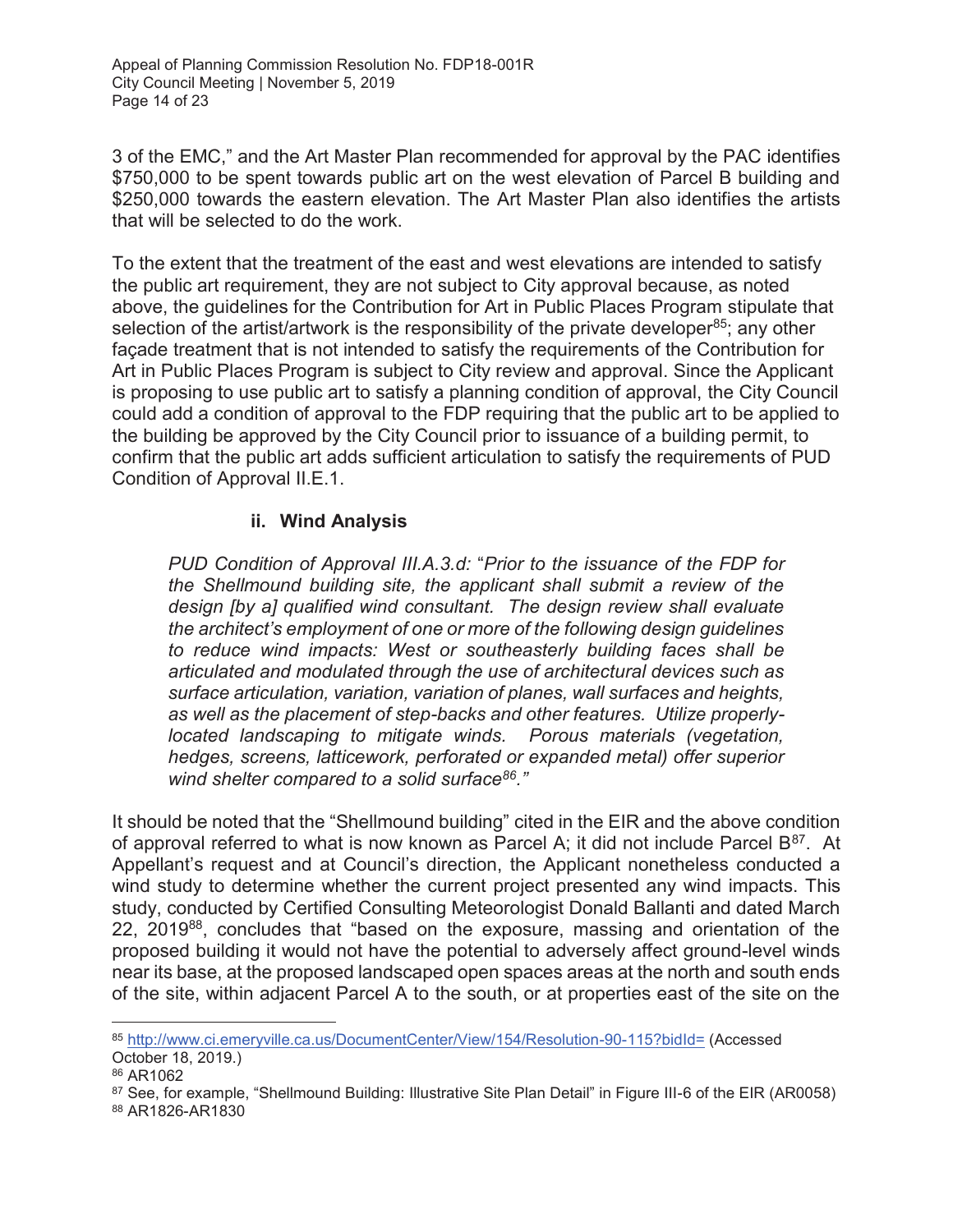3 of the EMC," and the Art Master Plan recommended for approval by the PAC identifies $750,000 to be spent towards public art on the west elevation of Parcel B building and $250,000 towards the eastern elevation. The Art Master Plan also identifies the artists that will be selected to do the work.

To the extent that the treatment of the east and west elevations are intended to satisfy the public art requirement, they are not subject to City approval because, as noted above, the guidelines for the Contribution for Art in Public Places Program stipulate that selection of the artist/artwork is the responsibility of the private developer[85]; any other façade treatment that is not intended to satisfy the requirements of the Contribution for Art in Public Places Program is subject to City review and approval. Since the Applicant is proposing to use public art to satisfy a planning condition of approval, the City Council could add a condition of approval to the FDP requiring that the public art to be applied to the building be approved by the City Council prior to issuance of a building permit, to confirm that the public art adds sufficient articulation to satisfy the requirements of PUD Condition of Approval II.E.1.

### ii. Wind Analysis

> *PUD Condition of Approval III.A.3.d:* "*Prior to the issuance of the FDP for the Shellmound building site, the applicant shall submit a review of the design [by a] qualified wind consultant. The design review shall evaluate the architect's employment of one or more of the following design guidelines to reduce wind impacts: West or southeasterly building faces shall be articulated and modulated through the use of architectural devices such as surface articulation, variation, variation of planes, wall surfaces and heights, as well as the placement of step-backs and other features. Utilize properly-located landscaping to mitigate winds. Porous materials (vegetation, hedges, screens, latticework, perforated or expanded metal) offer superior wind shelter compared to a solid surface[86].*"

It should be noted that the "Shellmound building" cited in the EIR and the above condition of approval referred to what is now known as Parcel A; it did not include Parcel B[87]. At Appellant's request and at Council's direction, the Applicant nonetheless conducted a wind study to determine whether the current project presented any wind impacts. This study, conducted by Certified Consulting Meteorologist Donald Ballanti and dated March 22, 2019[88], concludes that "based on the exposure, massing and orientation of the proposed building it would not have the potential to adversely affect ground-level winds near its base, at the proposed landscaped open spaces areas at the north and south ends of the site, within adjacent Parcel A to the south, or at properties east of the site on the

---

[85] http://www.ci.emeryville.ca.us/DocumentCenter/View/154/Resolution-90-115?bidId= (Accessed October 18, 2019.)

[86] AR1062

[87] See, for example, "Shellmound Building: Illustrative Site Plan Detail" in Figure III-6 of the EIR (AR0058)

[88] AR1826-AR1830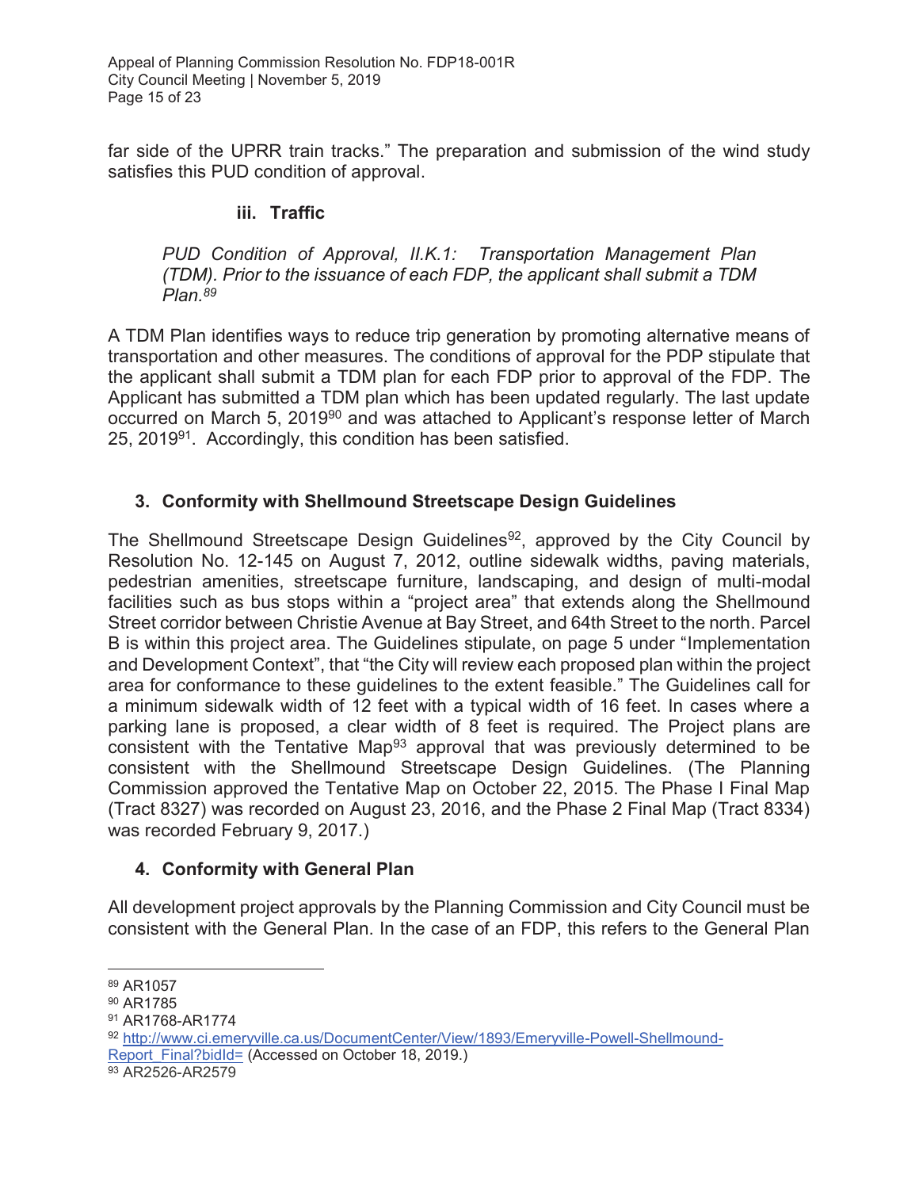far side of the UPRR train tracks." The preparation and submission of the wind study satisfies this PUD condition of approval.

### iii. Traffic

*PUD Condition of Approval, II.K.1: Transportation Management Plan (TDM). Prior to the issuance of each FDP, the applicant shall submit a TDM Plan.*[89]

A TDM Plan identifies ways to reduce trip generation by promoting alternative means of transportation and other measures. The conditions of approval for the PDP stipulate that the applicant shall submit a TDM plan for each FDP prior to approval of the FDP. The Applicant has submitted a TDM plan which has been updated regularly. The last update occurred on March 5, 2019[90] and was attached to Applicant's response letter of March 25, 2019[91]. Accordingly, this condition has been satisfied.

## 3. Conformity with Shellmound Streetscape Design Guidelines

The Shellmound Streetscape Design Guidelines[92], approved by the City Council by Resolution No. 12-145 on August 7, 2012, outline sidewalk widths, paving materials, pedestrian amenities, streetscape furniture, landscaping, and design of multi-modal facilities such as bus stops within a "project area" that extends along the Shellmound Street corridor between Christie Avenue at Bay Street, and 64th Street to the north. Parcel B is within this project area. The Guidelines stipulate, on page 5 under "Implementation and Development Context", that "the City will review each proposed plan within the project area for conformance to these guidelines to the extent feasible." The Guidelines call for a minimum sidewalk width of 12 feet with a typical width of 16 feet. In cases where a parking lane is proposed, a clear width of 8 feet is required. The Project plans are consistent with the Tentative Map[93] approval that was previously determined to be consistent with the Shellmound Streetscape Design Guidelines. (The Planning Commission approved the Tentative Map on October 22, 2015. The Phase I Final Map (Tract 8327) was recorded on August 23, 2016, and the Phase 2 Final Map (Tract 8334) was recorded February 9, 2017.)

## 4. Conformity with General Plan

All development project approvals by the Planning Commission and City Council must be consistent with the General Plan. In the case of an FDP, this refers to the General Plan

---

[89] AR1057

[90] AR1785

[91] AR1768-AR1774

[92] http://www.ci.emeryville.ca.us/DocumentCenter/View/1893/Emeryville-Powell-Shellmound-Report_Final?bidId= (Accessed on October 18, 2019.)

[93] AR2526-AR2579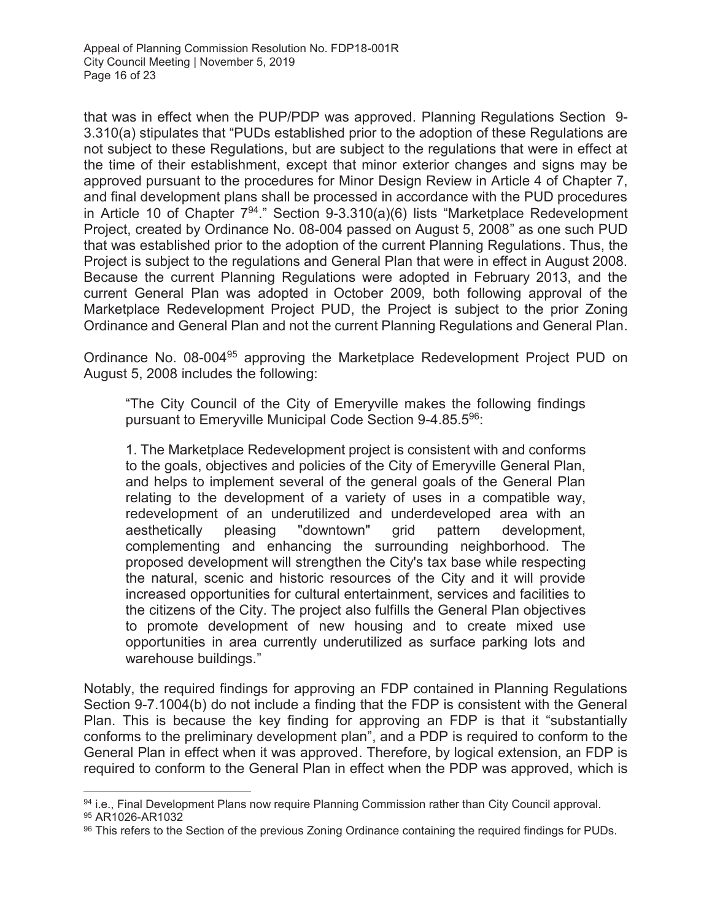that was in effect when the PUP/PDP was approved. Planning Regulations Section 9-3.310(a) stipulates that "PUDs established prior to the adoption of these Regulations are not subject to these Regulations, but are subject to the regulations that were in effect at the time of their establishment, except that minor exterior changes and signs may be approved pursuant to the procedures for Minor Design Review in Article 4 of Chapter 7, and final development plans shall be processed in accordance with the PUD procedures in Article 10 of Chapter 7[94]." Section 9-3.310(a)(6) lists "Marketplace Redevelopment Project, created by Ordinance No. 08-004 passed on August 5, 2008" as one such PUD that was established prior to the adoption of the current Planning Regulations. Thus, the Project is subject to the regulations and General Plan that were in effect in August 2008. Because the current Planning Regulations were adopted in February 2013, and the current General Plan was adopted in October 2009, both following approval of the Marketplace Redevelopment Project PUD, the Project is subject to the prior Zoning Ordinance and General Plan and not the current Planning Regulations and General Plan.

Ordinance No. 08-004[95] approving the Marketplace Redevelopment Project PUD on August 5, 2008 includes the following:

> "The City Council of the City of Emeryville makes the following findings pursuant to Emeryville Municipal Code Section 9-4.85.5[96]:
>
> 1. The Marketplace Redevelopment project is consistent with and conforms to the goals, objectives and policies of the City of Emeryville General Plan, and helps to implement several of the general goals of the General Plan relating to the development of a variety of uses in a compatible way, redevelopment of an underutilized and underdeveloped area with an aesthetically pleasing "downtown" grid pattern development, complementing and enhancing the surrounding neighborhood. The proposed development will strengthen the City's tax base while respecting the natural, scenic and historic resources of the City and it will provide increased opportunities for cultural entertainment, services and facilities to the citizens of the City. The project also fulfills the General Plan objectives to promote development of new housing and to create mixed use opportunities in area currently underutilized as surface parking lots and warehouse buildings."

Notably, the required findings for approving an FDP contained in Planning Regulations Section 9-7.1004(b) do not include a finding that the FDP is consistent with the General Plan. This is because the key finding for approving an FDP is that it "substantially conforms to the preliminary development plan", and a PDP is required to conform to the General Plan in effect when it was approved. Therefore, by logical extension, an FDP is required to conform to the General Plan in effect when the PDP was approved, which is

---

[94] i.e., Final Development Plans now require Planning Commission rather than City Council approval.

[95] AR1026-AR1032

[96] This refers to the Section of the previous Zoning Ordinance containing the required findings for PUDs.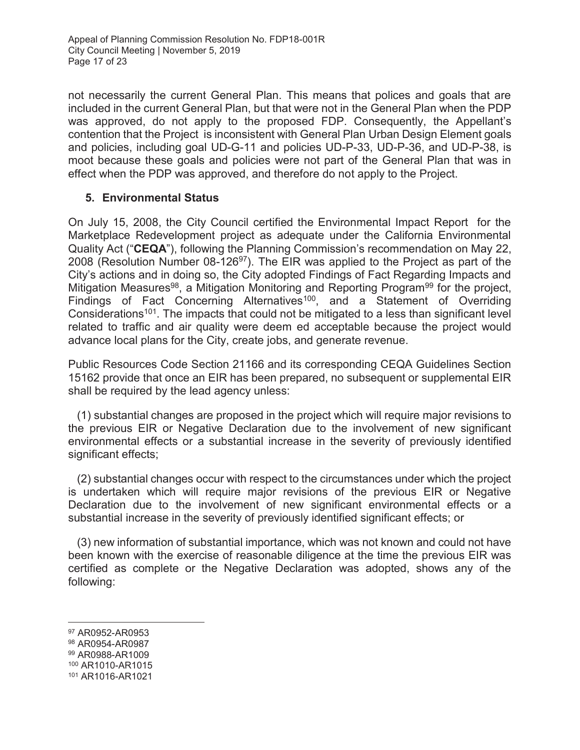not necessarily the current General Plan. This means that polices and goals that are included in the current General Plan, but that were not in the General Plan when the PDP was approved, do not apply to the proposed FDP. Consequently, the Appellant's contention that the Project is inconsistent with General Plan Urban Design Element goals and policies, including goal UD-G-11 and policies UD-P-33, UD-P-36, and UD-P-38, is moot because these goals and policies were not part of the General Plan that was in effect when the PDP was approved, and therefore do not apply to the Project.

### 5. Environmental Status

On July 15, 2008, the City Council certified the Environmental Impact Report for the Marketplace Redevelopment project as adequate under the California Environmental Quality Act ("**CEQA**"), following the Planning Commission's recommendation on May 22, 2008 (Resolution Number 08-126[97]). The EIR was applied to the Project as part of the City's actions and in doing so, the City adopted Findings of Fact Regarding Impacts and Mitigation Measures[98], a Mitigation Monitoring and Reporting Program[99] for the project, Findings of Fact Concerning Alternatives[100], and a Statement of Overriding Considerations[101]. The impacts that could not be mitigated to a less than significant level related to traffic and air quality were deem ed acceptable because the project would advance local plans for the City, create jobs, and generate revenue.

Public Resources Code Section 21166 and its corresponding CEQA Guidelines Section 15162 provide that once an EIR has been prepared, no subsequent or supplemental EIR shall be required by the lead agency unless:

(1) substantial changes are proposed in the project which will require major revisions to the previous EIR or Negative Declaration due to the involvement of new significant environmental effects or a substantial increase in the severity of previously identified significant effects;

(2) substantial changes occur with respect to the circumstances under which the project is undertaken which will require major revisions of the previous EIR or Negative Declaration due to the involvement of new significant environmental effects or a substantial increase in the severity of previously identified significant effects; or

(3) new information of substantial importance, which was not known and could not have been known with the exercise of reasonable diligence at the time the previous EIR was certified as complete or the Negative Declaration was adopted, shows any of the following:

---

[97] AR0952-AR0953

[98] AR0954-AR0987

[99] AR0988-AR1009

[100] AR1010-AR1015

[101] AR1016-AR1021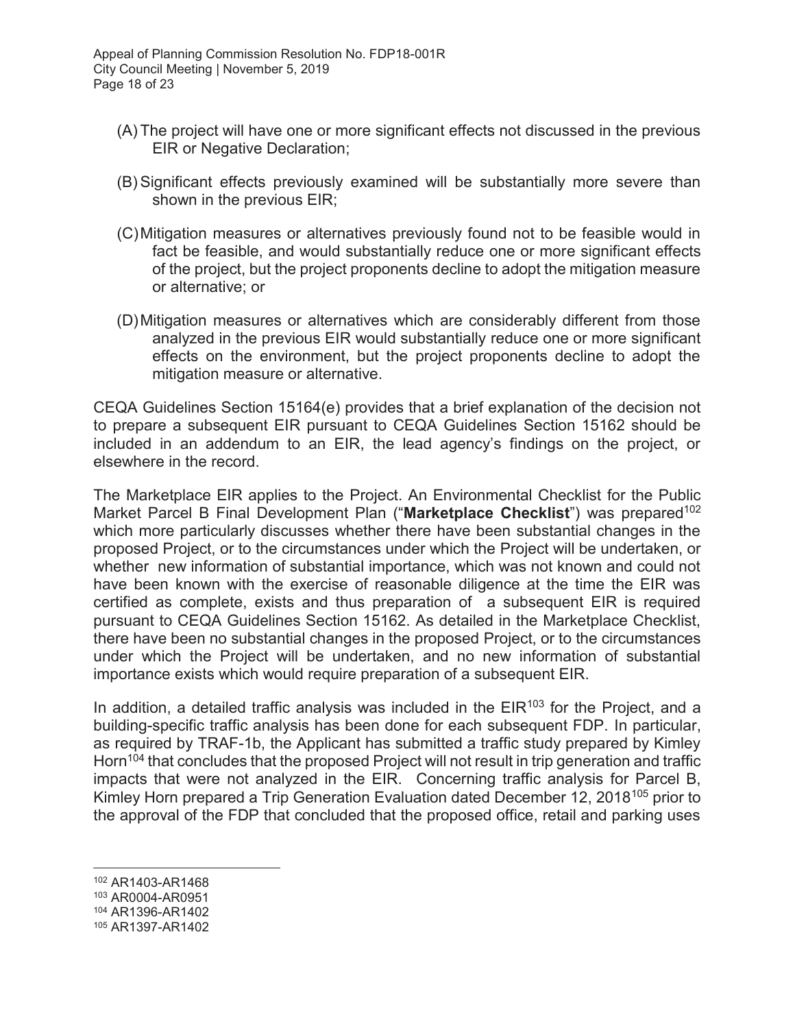(A) The project will have one or more significant effects not discussed in the previous EIR or Negative Declaration;

(B) Significant effects previously examined will be substantially more severe than shown in the previous EIR;

(C) Mitigation measures or alternatives previously found not to be feasible would in fact be feasible, and would substantially reduce one or more significant effects of the project, but the project proponents decline to adopt the mitigation measure or alternative; or

(D) Mitigation measures or alternatives which are considerably different from those analyzed in the previous EIR would substantially reduce one or more significant effects on the environment, but the project proponents decline to adopt the mitigation measure or alternative.

CEQA Guidelines Section 15164(e) provides that a brief explanation of the decision not to prepare a subsequent EIR pursuant to CEQA Guidelines Section 15162 should be included in an addendum to an EIR, the lead agency's findings on the project, or elsewhere in the record.

The Marketplace EIR applies to the Project. An Environmental Checklist for the Public Market Parcel B Final Development Plan ("**Marketplace Checklist**") was prepared[102] which more particularly discusses whether there have been substantial changes in the proposed Project, or to the circumstances under which the Project will be undertaken, or whether new information of substantial importance, which was not known and could not have been known with the exercise of reasonable diligence at the time the EIR was certified as complete, exists and thus preparation of a subsequent EIR is required pursuant to CEQA Guidelines Section 15162. As detailed in the Marketplace Checklist, there have been no substantial changes in the proposed Project, or to the circumstances under which the Project will be undertaken, and no new information of substantial importance exists which would require preparation of a subsequent EIR.

In addition, a detailed traffic analysis was included in the EIR[103] for the Project, and a building-specific traffic analysis has been done for each subsequent FDP. In particular, as required by TRAF-1b, the Applicant has submitted a traffic study prepared by Kimley Horn[104] that concludes that the proposed Project will not result in trip generation and traffic impacts that were not analyzed in the EIR. Concerning traffic analysis for Parcel B, Kimley Horn prepared a Trip Generation Evaluation dated December 12, 2018[105] prior to the approval of the FDP that concluded that the proposed office, retail and parking uses

---

[102] AR1403-AR1468

[103] AR0004-AR0951

[104] AR1396-AR1402

[105] AR1397-AR1402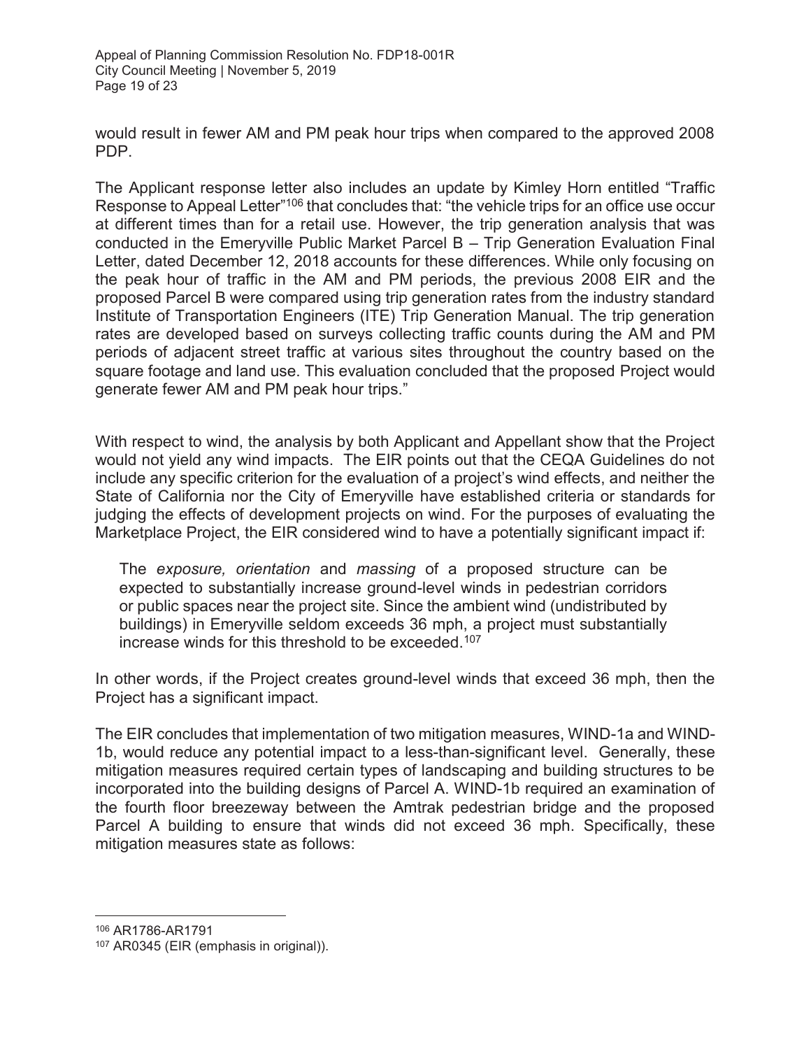would result in fewer AM and PM peak hour trips when compared to the approved 2008 PDP.

The Applicant response letter also includes an update by Kimley Horn entitled "Traffic Response to Appeal Letter"[106] that concludes that: "the vehicle trips for an office use occur at different times than for a retail use. However, the trip generation analysis that was conducted in the Emeryville Public Market Parcel B – Trip Generation Evaluation Final Letter, dated December 12, 2018 accounts for these differences. While only focusing on the peak hour of traffic in the AM and PM periods, the previous 2008 EIR and the proposed Parcel B were compared using trip generation rates from the industry standard Institute of Transportation Engineers (ITE) Trip Generation Manual. The trip generation rates are developed based on surveys collecting traffic counts during the AM and PM periods of adjacent street traffic at various sites throughout the country based on the square footage and land use. This evaluation concluded that the proposed Project would generate fewer AM and PM peak hour trips."

With respect to wind, the analysis by both Applicant and Appellant show that the Project would not yield any wind impacts. The EIR points out that the CEQA Guidelines do not include any specific criterion for the evaluation of a project's wind effects, and neither the State of California nor the City of Emeryville have established criteria or standards for judging the effects of development projects on wind. For the purposes of evaluating the Marketplace Project, the EIR considered wind to have a potentially significant impact if:

> The *exposure, orientation* and *massing* of a proposed structure can be expected to substantially increase ground-level winds in pedestrian corridors or public spaces near the project site. Since the ambient wind (undistributed by buildings) in Emeryville seldom exceeds 36 mph, a project must substantially increase winds for this threshold to be exceeded.[107]

In other words, if the Project creates ground-level winds that exceed 36 mph, then the Project has a significant impact.

The EIR concludes that implementation of two mitigation measures, WIND-1a and WIND-1b, would reduce any potential impact to a less-than-significant level. Generally, these mitigation measures required certain types of landscaping and building structures to be incorporated into the building designs of Parcel A. WIND-1b required an examination of the fourth floor breezeway between the Amtrak pedestrian bridge and the proposed Parcel A building to ensure that winds did not exceed 36 mph. Specifically, these mitigation measures state as follows:

---

[106] AR1786-AR1791

[107] AR0345 (EIR (emphasis in original)).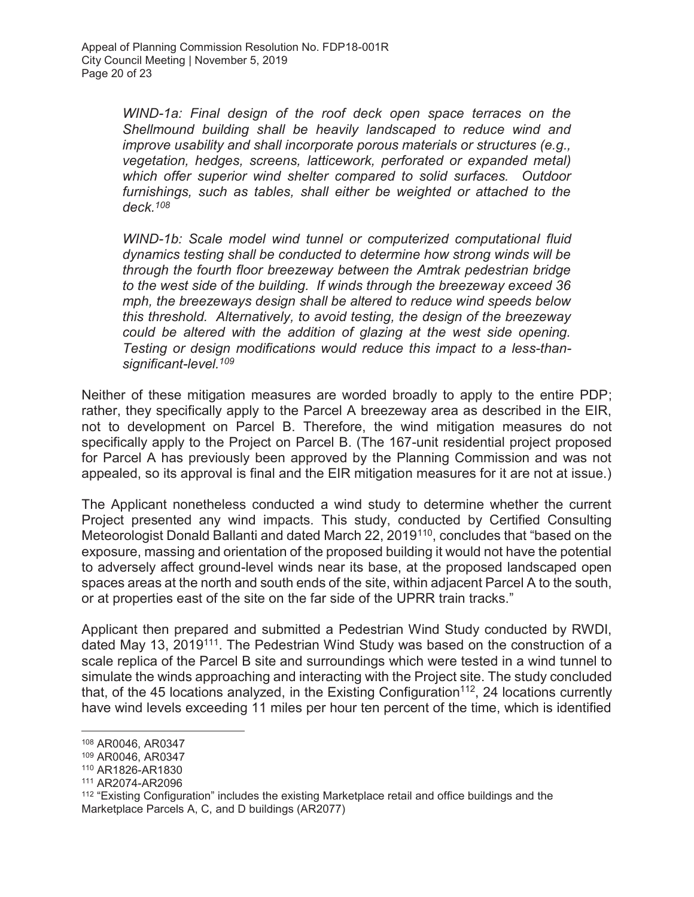*WIND-1a: Final design of the roof deck open space terraces on the Shellmound building shall be heavily landscaped to reduce wind and improve usability and shall incorporate porous materials or structures (e.g., vegetation, hedges, screens, latticework, perforated or expanded metal) which offer superior wind shelter compared to solid surfaces. Outdoor furnishings, such as tables, shall either be weighted or attached to the deck.*[108]

*WIND-1b: Scale model wind tunnel or computerized computational fluid dynamics testing shall be conducted to determine how strong winds will be through the fourth floor breezeway between the Amtrak pedestrian bridge to the west side of the building. If winds through the breezeway exceed 36 mph, the breezeways design shall be altered to reduce wind speeds below this threshold. Alternatively, to avoid testing, the design of the breezeway could be altered with the addition of glazing at the west side opening. Testing or design modifications would reduce this impact to a less-than-significant-level.*[109]

Neither of these mitigation measures are worded broadly to apply to the entire PDP; rather, they specifically apply to the Parcel A breezeway area as described in the EIR, not to development on Parcel B. Therefore, the wind mitigation measures do not specifically apply to the Project on Parcel B. (The 167-unit residential project proposed for Parcel A has previously been approved by the Planning Commission and was not appealed, so its approval is final and the EIR mitigation measures for it are not at issue.)

The Applicant nonetheless conducted a wind study to determine whether the current Project presented any wind impacts. This study, conducted by Certified Consulting Meteorologist Donald Ballanti and dated March 22, 2019[110], concludes that "based on the exposure, massing and orientation of the proposed building it would not have the potential to adversely affect ground-level winds near its base, at the proposed landscaped open spaces areas at the north and south ends of the site, within adjacent Parcel A to the south, or at properties east of the site on the far side of the UPRR train tracks."

Applicant then prepared and submitted a Pedestrian Wind Study conducted by RWDI, dated May 13, 2019[111]. The Pedestrian Wind Study was based on the construction of a scale replica of the Parcel B site and surroundings which were tested in a wind tunnel to simulate the winds approaching and interacting with the Project site. The study concluded that, of the 45 locations analyzed, in the Existing Configuration[112], 24 locations currently have wind levels exceeding 11 miles per hour ten percent of the time, which is identified

---

[108] AR0046, AR0347

[109] AR0046, AR0347

[110] AR1826-AR1830

[111] AR2074-AR2096

[112] "Existing Configuration" includes the existing Marketplace retail and office buildings and the Marketplace Parcels A, C, and D buildings (AR2077)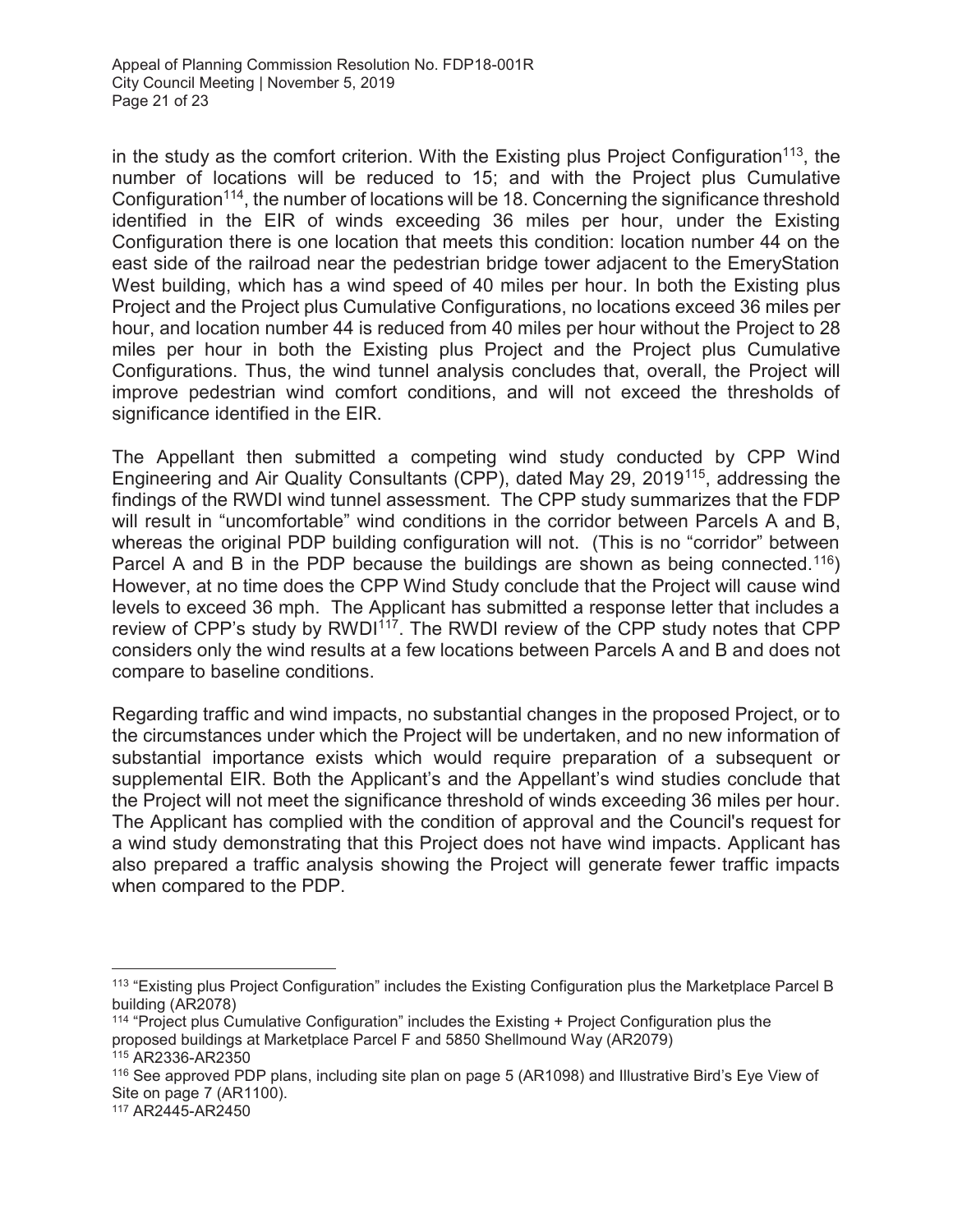in the study as the comfort criterion. With the Existing plus Project Configuration[113], the number of locations will be reduced to 15; and with the Project plus Cumulative Configuration[114], the number of locations will be 18. Concerning the significance threshold identified in the EIR of winds exceeding 36 miles per hour, under the Existing Configuration there is one location that meets this condition: location number 44 on the east side of the railroad near the pedestrian bridge tower adjacent to the EmeryStation West building, which has a wind speed of 40 miles per hour. In both the Existing plus Project and the Project plus Cumulative Configurations, no locations exceed 36 miles per hour, and location number 44 is reduced from 40 miles per hour without the Project to 28 miles per hour in both the Existing plus Project and the Project plus Cumulative Configurations. Thus, the wind tunnel analysis concludes that, overall, the Project will improve pedestrian wind comfort conditions, and will not exceed the thresholds of significance identified in the EIR.

The Appellant then submitted a competing wind study conducted by CPP Wind Engineering and Air Quality Consultants (CPP), dated May 29, 2019[115], addressing the findings of the RWDI wind tunnel assessment. The CPP study summarizes that the FDP will result in "uncomfortable" wind conditions in the corridor between Parcels A and B, whereas the original PDP building configuration will not. (This is no "corridor" between Parcel A and B in the PDP because the buildings are shown as being connected.[116]) However, at no time does the CPP Wind Study conclude that the Project will cause wind levels to exceed 36 mph. The Applicant has submitted a response letter that includes a review of CPP's study by RWDI[117]. The RWDI review of the CPP study notes that CPP considers only the wind results at a few locations between Parcels A and B and does not compare to baseline conditions.

Regarding traffic and wind impacts, no substantial changes in the proposed Project, or to the circumstances under which the Project will be undertaken, and no new information of substantial importance exists which would require preparation of a subsequent or supplemental EIR. Both the Applicant's and the Appellant's wind studies conclude that the Project will not meet the significance threshold of winds exceeding 36 miles per hour. The Applicant has complied with the condition of approval and the Council's request for a wind study demonstrating that this Project does not have wind impacts. Applicant has also prepared a traffic analysis showing the Project will generate fewer traffic impacts when compared to the PDP.

---

[113] "Existing plus Project Configuration" includes the Existing Configuration plus the Marketplace Parcel B building (AR2078)

[114] "Project plus Cumulative Configuration" includes the Existing + Project Configuration plus the proposed buildings at Marketplace Parcel F and 5850 Shellmound Way (AR2079)

[115] AR2336-AR2350

[116] See approved PDP plans, including site plan on page 5 (AR1098) and Illustrative Bird's Eye View of Site on page 7 (AR1100).

[117] AR2445-AR2450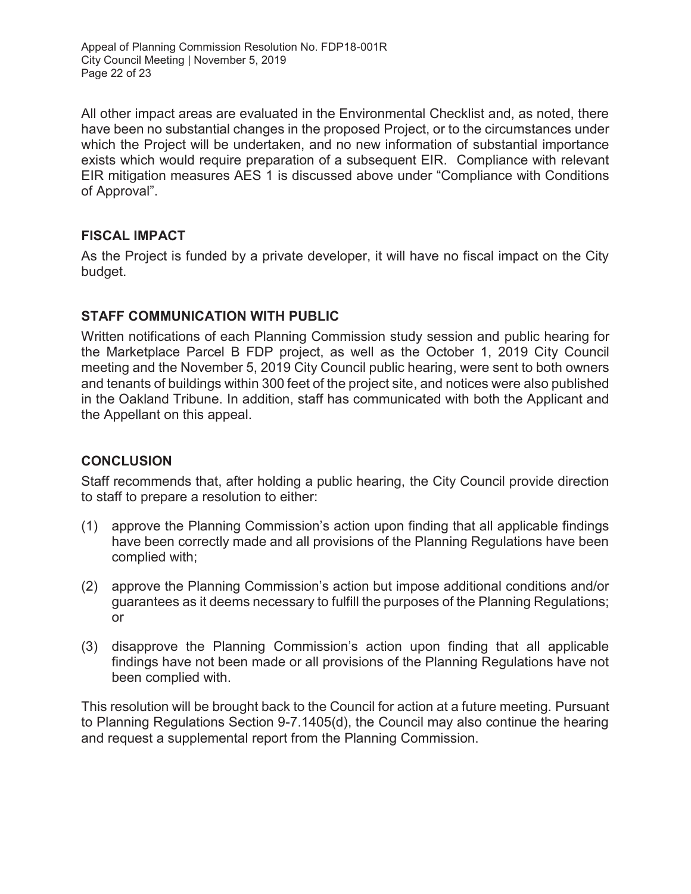All other impact areas are evaluated in the Environmental Checklist and, as noted, there have been no substantial changes in the proposed Project, or to the circumstances under which the Project will be undertaken, and no new information of substantial importance exists which would require preparation of a subsequent EIR. Compliance with relevant EIR mitigation measures AES 1 is discussed above under "Compliance with Conditions of Approval".

## FISCAL IMPACT

As the Project is funded by a private developer, it will have no fiscal impact on the City budget.

## STAFF COMMUNICATION WITH PUBLIC

Written notifications of each Planning Commission study session and public hearing for the Marketplace Parcel B FDP project, as well as the October 1, 2019 City Council meeting and the November 5, 2019 City Council public hearing, were sent to both owners and tenants of buildings within 300 feet of the project site, and notices were also published in the Oakland Tribune. In addition, staff has communicated with both the Applicant and the Appellant on this appeal.

## CONCLUSION

Staff recommends that, after holding a public hearing, the City Council provide direction to staff to prepare a resolution to either:

(1) approve the Planning Commission's action upon finding that all applicable findings have been correctly made and all provisions of the Planning Regulations have been complied with;

(2) approve the Planning Commission's action but impose additional conditions and/or guarantees as it deems necessary to fulfill the purposes of the Planning Regulations; or

(3) disapprove the Planning Commission's action upon finding that all applicable findings have not been made or all provisions of the Planning Regulations have not been complied with.

This resolution will be brought back to the Council for action at a future meeting. Pursuant to Planning Regulations Section 9-7.1405(d), the Council may also continue the hearing and request a supplemental report from the Planning Commission.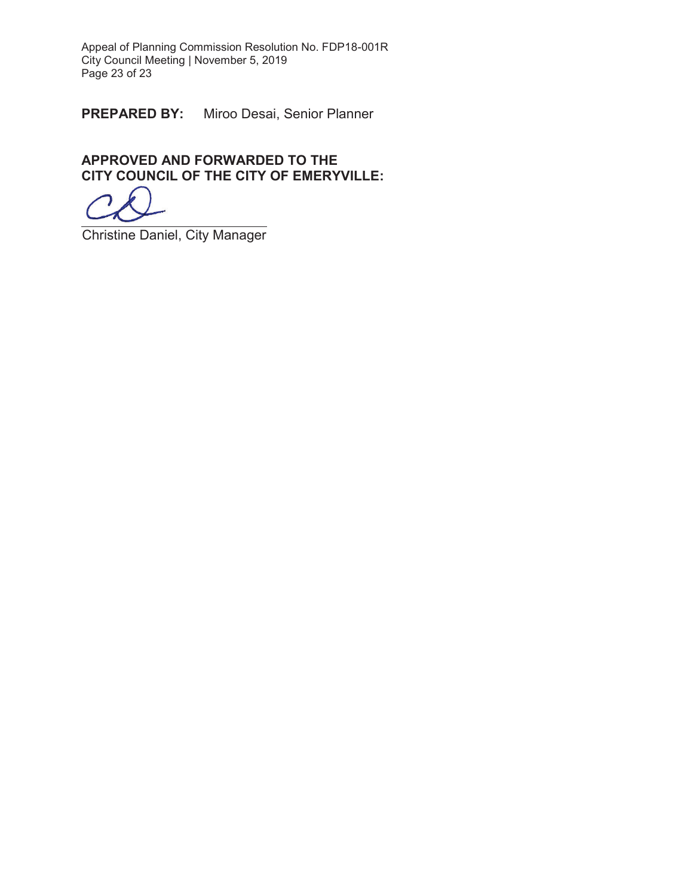**PREPARED BY:** Miroo Desai, Senior Planner

**APPROVED AND FORWARDED TO THE CITY COUNCIL OF THE CITY OF EMERYVILLE:**

Christine Daniel, City Manager